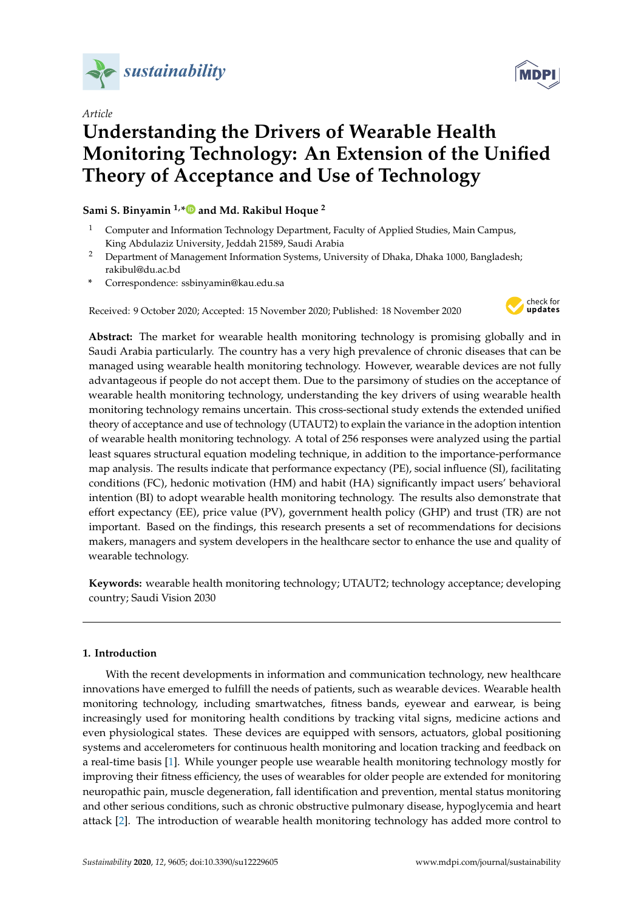*Article*

# Understanding the Drivers of Wearable Health Monitoring Technology: An Extension of the Unified Theory of Acceptance and Use of Technology

**Sami S. Binyamin [1,*] and Md. Rakibul Hoque [2]**

1 Computer and Information Technology Department, Faculty of Applied Studies, Main Campus, King Abdulaziz University, Jeddah 21589, Saudi Arabia

2 Department of Management Information Systems, University of Dhaka, Dhaka 1000, Bangladesh; rakibul@du.ac.bd

\* Correspondence: ssbinyamin@kau.edu.sa

Received: 9 October 2020; Accepted: 15 November 2020; Published: 18 November 2020

**Abstract:** The market for wearable health monitoring technology is promising globally and in Saudi Arabia particularly. The country has a very high prevalence of chronic diseases that can be managed using wearable health monitoring technology. However, wearable devices are not fully advantageous if people do not accept them. Due to the parsimony of studies on the acceptance of wearable health monitoring technology, understanding the key drivers of using wearable health monitoring technology remains uncertain. This cross-sectional study extends the extended unified theory of acceptance and use of technology (UTAUT2) to explain the variance in the adoption intention of wearable health monitoring technology. A total of 256 responses were analyzed using the partial least squares structural equation modeling technique, in addition to the importance-performance map analysis. The results indicate that performance expectancy (PE), social influence (SI), facilitating conditions (FC), hedonic motivation (HM) and habit (HA) significantly impact users' behavioral intention (BI) to adopt wearable health monitoring technology. The results also demonstrate that effort expectancy (EE), price value (PV), government health policy (GHP) and trust (TR) are not important. Based on the findings, this research presents a set of recommendations for decisions makers, managers and system developers in the healthcare sector to enhance the use and quality of wearable technology.

**Keywords:** wearable health monitoring technology; UTAUT2; technology acceptance; developing country; Saudi Vision 2030

## 1. Introduction

With the recent developments in information and communication technology, new healthcare innovations have emerged to fulfill the needs of patients, such as wearable devices. Wearable health monitoring technology, including smartwatches, fitness bands, eyewear and earwear, is being increasingly used for monitoring health conditions by tracking vital signs, medicine actions and even physiological states. These devices are equipped with sensors, actuators, global positioning systems and accelerometers for continuous health monitoring and location tracking and feedback on a real-time basis [1]. While younger people use wearable health monitoring technology mostly for improving their fitness efficiency, the uses of wearables for older people are extended for monitoring neuropathic pain, muscle degeneration, fall identification and prevention, mental status monitoring and other serious conditions, such as chronic obstructive pulmonary disease, hypoglycemia and heart attack [2]. The introduction of wearable health monitoring technology has added more control to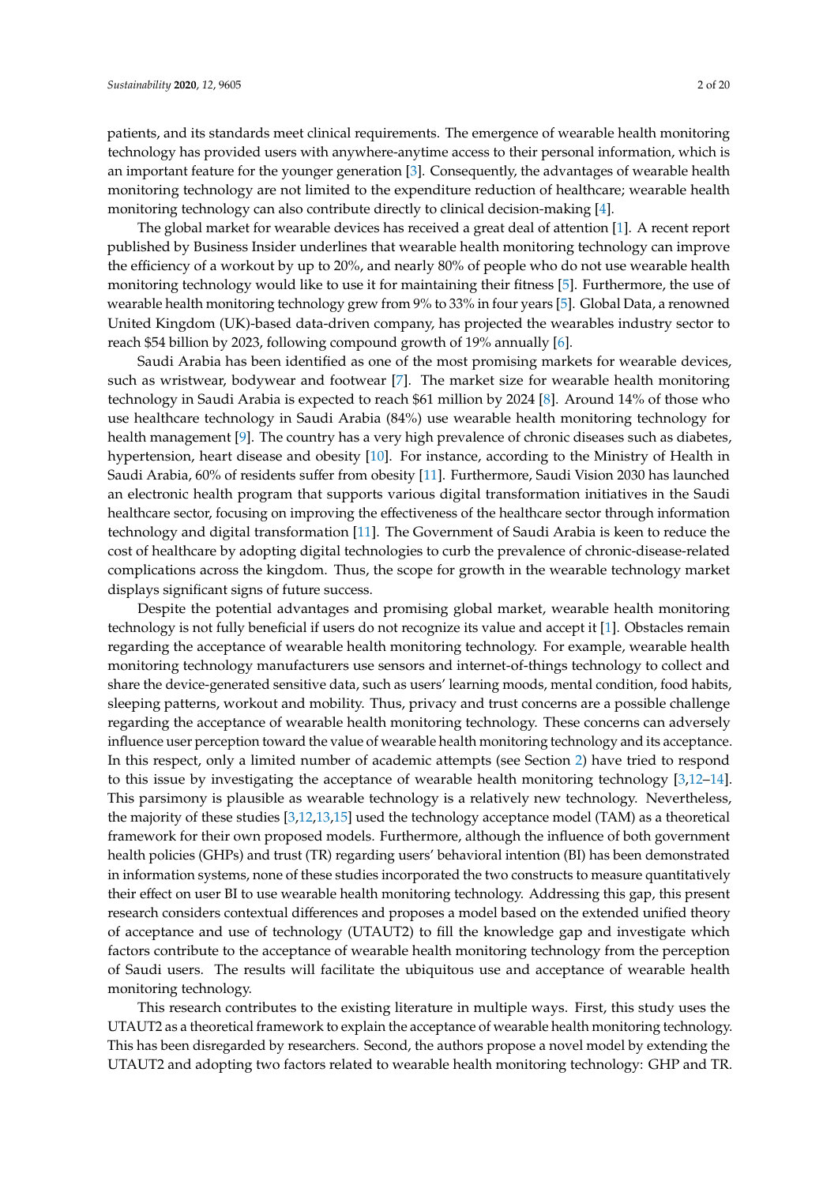patients, and its standards meet clinical requirements. The emergence of wearable health monitoring technology has provided users with anywhere-anytime access to their personal information, which is an important feature for the younger generation [3]. Consequently, the advantages of wearable health monitoring technology are not limited to the expenditure reduction of healthcare; wearable health monitoring technology can also contribute directly to clinical decision-making [4].

The global market for wearable devices has received a great deal of attention [1]. A recent report published by Business Insider underlines that wearable health monitoring technology can improve the efficiency of a workout by up to 20%, and nearly 80% of people who do not use wearable health monitoring technology would like to use it for maintaining their fitness [5]. Furthermore, the use of wearable health monitoring technology grew from 9% to 33% in four years [5]. Global Data, a renowned United Kingdom (UK)-based data-driven company, has projected the wearables industry sector to reach $54 billion by 2023, following compound growth of 19% annually [6].

Saudi Arabia has been identified as one of the most promising markets for wearable devices, such as wristwear, bodywear and footwear [7]. The market size for wearable health monitoring technology in Saudi Arabia is expected to reach $61 million by 2024 [8]. Around 14% of those who use healthcare technology in Saudi Arabia (84%) use wearable health monitoring technology for health management [9]. The country has a very high prevalence of chronic diseases such as diabetes, hypertension, heart disease and obesity [10]. For instance, according to the Ministry of Health in Saudi Arabia, 60% of residents suffer from obesity [11]. Furthermore, Saudi Vision 2030 has launched an electronic health program that supports various digital transformation initiatives in the Saudi healthcare sector, focusing on improving the effectiveness of the healthcare sector through information technology and digital transformation [11]. The Government of Saudi Arabia is keen to reduce the cost of healthcare by adopting digital technologies to curb the prevalence of chronic-disease-related complications across the kingdom. Thus, the scope for growth in the wearable technology market displays significant signs of future success.

Despite the potential advantages and promising global market, wearable health monitoring technology is not fully beneficial if users do not recognize its value and accept it [1]. Obstacles remain regarding the acceptance of wearable health monitoring technology. For example, wearable health monitoring technology manufacturers use sensors and internet-of-things technology to collect and share the device-generated sensitive data, such as users' learning moods, mental condition, food habits, sleeping patterns, workout and mobility. Thus, privacy and trust concerns are a possible challenge regarding the acceptance of wearable health monitoring technology. These concerns can adversely influence user perception toward the value of wearable health monitoring technology and its acceptance. In this respect, only a limited number of academic attempts (see Section 2) have tried to respond to this issue by investigating the acceptance of wearable health monitoring technology [3,12–14]. This parsimony is plausible as wearable technology is a relatively new technology. Nevertheless, the majority of these studies [3,12,13,15] used the technology acceptance model (TAM) as a theoretical framework for their own proposed models. Furthermore, although the influence of both government health policies (GHPs) and trust (TR) regarding users' behavioral intention (BI) has been demonstrated in information systems, none of these studies incorporated the two constructs to measure quantitatively their effect on user BI to use wearable health monitoring technology. Addressing this gap, this present research considers contextual differences and proposes a model based on the extended unified theory of acceptance and use of technology (UTAUT2) to fill the knowledge gap and investigate which factors contribute to the acceptance of wearable health monitoring technology from the perception of Saudi users. The results will facilitate the ubiquitous use and acceptance of wearable health monitoring technology.

This research contributes to the existing literature in multiple ways. First, this study uses the UTAUT2 as a theoretical framework to explain the acceptance of wearable health monitoring technology. This has been disregarded by researchers. Second, the authors propose a novel model by extending the UTAUT2 and adopting two factors related to wearable health monitoring technology: GHP and TR.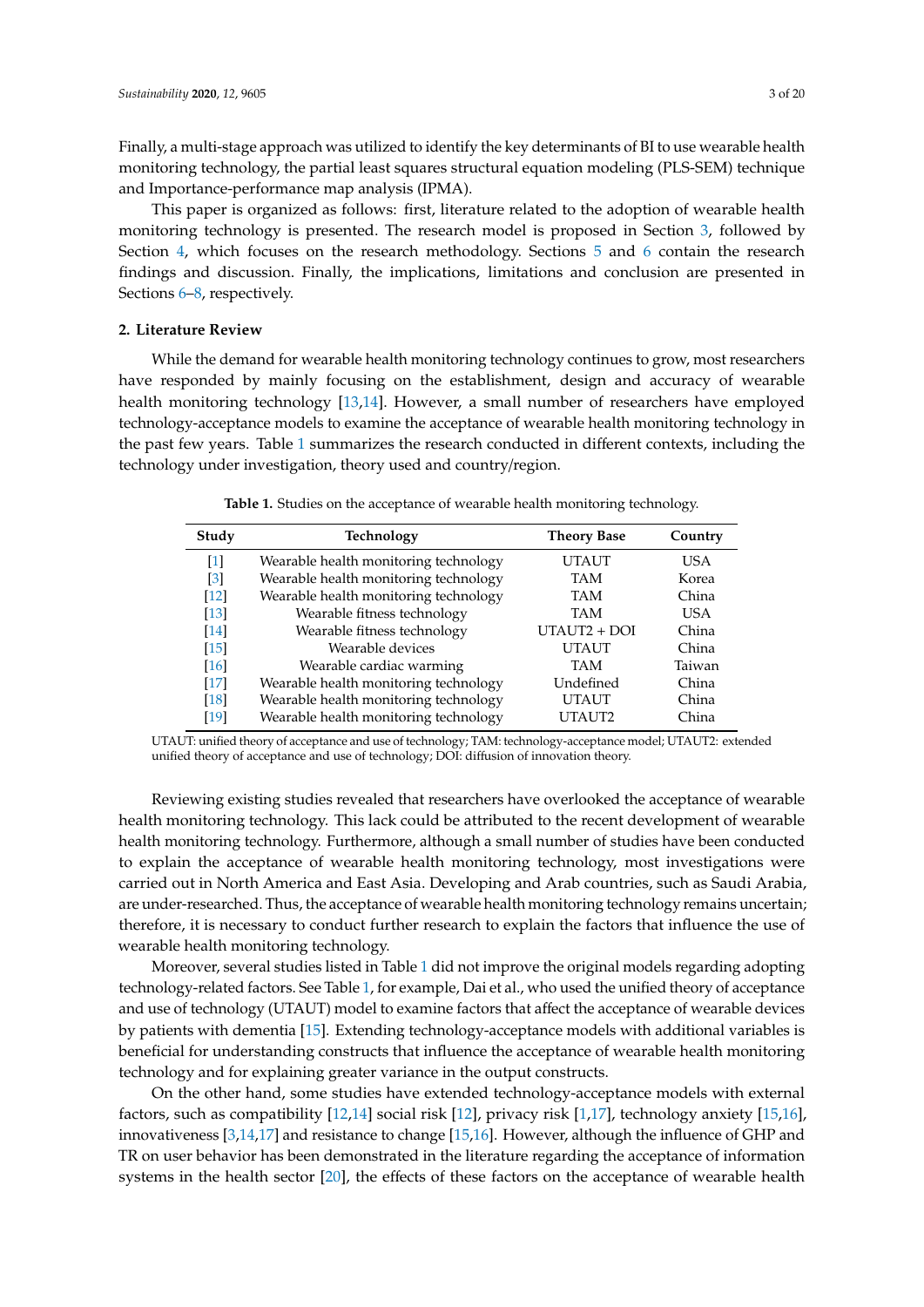Finally, a multi-stage approach was utilized to identify the key determinants of BI to use wearable health monitoring technology, the partial least squares structural equation modeling (PLS-SEM) technique and Importance-performance map analysis (IPMA).

This paper is organized as follows: first, literature related to the adoption of wearable health monitoring technology is presented. The research model is proposed in Section 3, followed by Section 4, which focuses on the research methodology. Sections 5 and 6 contain the research findings and discussion. Finally, the implications, limitations and conclusion are presented in Sections 6–8, respectively.

## 2. Literature Review

While the demand for wearable health monitoring technology continues to grow, most researchers have responded by mainly focusing on the establishment, design and accuracy of wearable health monitoring technology [13,14]. However, a small number of researchers have employed technology-acceptance models to examine the acceptance of wearable health monitoring technology in the past few years. Table 1 summarizes the research conducted in different contexts, including the technology under investigation, theory used and country/region.

**Table 1.** Studies on the acceptance of wearable health monitoring technology.

| Study | Technology | Theory Base | Country |
|---|---|---|---|
| [1] | Wearable health monitoring technology | UTAUT | USA |
| [3] | Wearable health monitoring technology | TAM | Korea |
| [12] | Wearable health monitoring technology | TAM | China |
| [13] | Wearable fitness technology | TAM | USA |
| [14] | Wearable fitness technology | UTAUT2 + DOI | China |
| [15] | Wearable devices | UTAUT | China |
| [16] | Wearable cardiac warming | TAM | Taiwan |
| [17] | Wearable health monitoring technology | Undefined | China |
| [18] | Wearable health monitoring technology | UTAUT | China |
| [19] | Wearable health monitoring technology | UTAUT2 | China |

UTAUT: unified theory of acceptance and use of technology; TAM: technology-acceptance model; UTAUT2: extended unified theory of acceptance and use of technology; DOI: diffusion of innovation theory.

Reviewing existing studies revealed that researchers have overlooked the acceptance of wearable health monitoring technology. This lack could be attributed to the recent development of wearable health monitoring technology. Furthermore, although a small number of studies have been conducted to explain the acceptance of wearable health monitoring technology, most investigations were carried out in North America and East Asia. Developing and Arab countries, such as Saudi Arabia, are under-researched. Thus, the acceptance of wearable health monitoring technology remains uncertain; therefore, it is necessary to conduct further research to explain the factors that influence the use of wearable health monitoring technology.

Moreover, several studies listed in Table 1 did not improve the original models regarding adopting technology-related factors. See Table 1, for example, Dai et al., who used the unified theory of acceptance and use of technology (UTAUT) model to examine factors that affect the acceptance of wearable devices by patients with dementia [15]. Extending technology-acceptance models with additional variables is beneficial for understanding constructs that influence the acceptance of wearable health monitoring technology and for explaining greater variance in the output constructs.

On the other hand, some studies have extended technology-acceptance models with external factors, such as compatibility [12,14] social risk [12], privacy risk [1,17], technology anxiety [15,16], innovativeness [3,14,17] and resistance to change [15,16]. However, although the influence of GHP and TR on user behavior has been demonstrated in the literature regarding the acceptance of information systems in the health sector [20], the effects of these factors on the acceptance of wearable health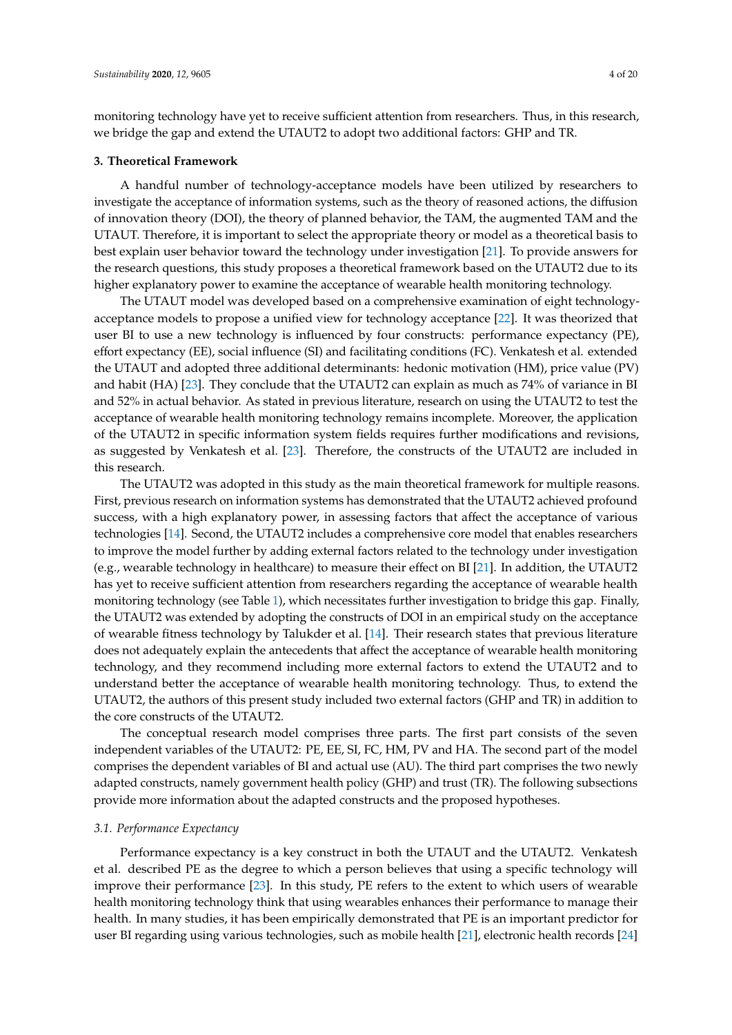monitoring technology have yet to receive sufficient attention from researchers. Thus, in this research, we bridge the gap and extend the UTAUT2 to adopt two additional factors: GHP and TR.

## 3. Theoretical Framework

A handful number of technology-acceptance models have been utilized by researchers to investigate the acceptance of information systems, such as the theory of reasoned actions, the diffusion of innovation theory (DOI), the theory of planned behavior, the TAM, the augmented TAM and the UTAUT. Therefore, it is important to select the appropriate theory or model as a theoretical basis to best explain user behavior toward the technology under investigation [21]. To provide answers for the research questions, this study proposes a theoretical framework based on the UTAUT2 due to its higher explanatory power to examine the acceptance of wearable health monitoring technology.

The UTAUT model was developed based on a comprehensive examination of eight technology-acceptance models to propose a unified view for technology acceptance [22]. It was theorized that user BI to use a new technology is influenced by four constructs: performance expectancy (PE), effort expectancy (EE), social influence (SI) and facilitating conditions (FC). Venkatesh et al. extended the UTAUT and adopted three additional determinants: hedonic motivation (HM), price value (PV) and habit (HA) [23]. They conclude that the UTAUT2 can explain as much as 74% of variance in BI and 52% in actual behavior. As stated in previous literature, research on using the UTAUT2 to test the acceptance of wearable health monitoring technology remains incomplete. Moreover, the application of the UTAUT2 in specific information system fields requires further modifications and revisions, as suggested by Venkatesh et al. [23]. Therefore, the constructs of the UTAUT2 are included in this research.

The UTAUT2 was adopted in this study as the main theoretical framework for multiple reasons. First, previous research on information systems has demonstrated that the UTAUT2 achieved profound success, with a high explanatory power, in assessing factors that affect the acceptance of various technologies [14]. Second, the UTAUT2 includes a comprehensive core model that enables researchers to improve the model further by adding external factors related to the technology under investigation (e.g., wearable technology in healthcare) to measure their effect on BI [21]. In addition, the UTAUT2 has yet to receive sufficient attention from researchers regarding the acceptance of wearable health monitoring technology (see Table 1), which necessitates further investigation to bridge this gap. Finally, the UTAUT2 was extended by adopting the constructs of DOI in an empirical study on the acceptance of wearable fitness technology by Talukder et al. [14]. Their research states that previous literature does not adequately explain the antecedents that affect the acceptance of wearable health monitoring technology, and they recommend including more external factors to extend the UTAUT2 and to understand better the acceptance of wearable health monitoring technology. Thus, to extend the UTAUT2, the authors of this present study included two external factors (GHP and TR) in addition to the core constructs of the UTAUT2.

The conceptual research model comprises three parts. The first part consists of the seven independent variables of the UTAUT2: PE, EE, SI, FC, HM, PV and HA. The second part of the model comprises the dependent variables of BI and actual use (AU). The third part comprises the two newly adapted constructs, namely government health policy (GHP) and trust (TR). The following subsections provide more information about the adapted constructs and the proposed hypotheses.

### *3.1. Performance Expectancy*

Performance expectancy is a key construct in both the UTAUT and the UTAUT2. Venkatesh et al. described PE as the degree to which a person believes that using a specific technology will improve their performance [23]. In this study, PE refers to the extent to which users of wearable health monitoring technology think that using wearables enhances their performance to manage their health. In many studies, it has been empirically demonstrated that PE is an important predictor for user BI regarding using various technologies, such as mobile health [21], electronic health records [24]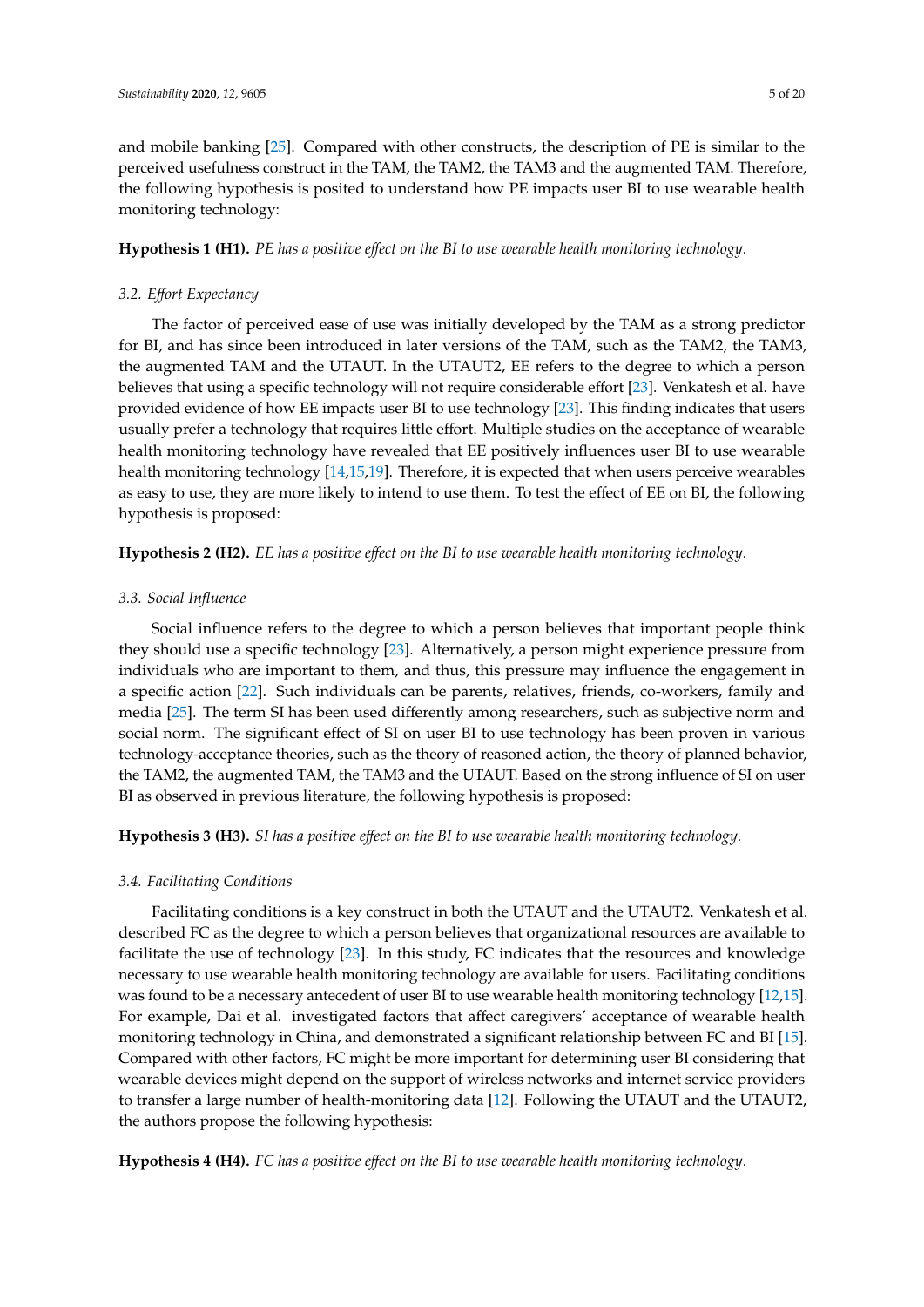and mobile banking [25]. Compared with other constructs, the description of PE is similar to the perceived usefulness construct in the TAM, the TAM2, the TAM3 and the augmented TAM. Therefore, the following hypothesis is posited to understand how PE impacts user BI to use wearable health monitoring technology:

**Hypothesis 1 (H1).** *PE has a positive effect on the BI to use wearable health monitoring technology.*

### 3.2. Effort Expectancy

The factor of perceived ease of use was initially developed by the TAM as a strong predictor for BI, and has since been introduced in later versions of the TAM, such as the TAM2, the TAM3, the augmented TAM and the UTAUT. In the UTAUT2, EE refers to the degree to which a person believes that using a specific technology will not require considerable effort [23]. Venkatesh et al. have provided evidence of how EE impacts user BI to use technology [23]. This finding indicates that users usually prefer a technology that requires little effort. Multiple studies on the acceptance of wearable health monitoring technology have revealed that EE positively influences user BI to use wearable health monitoring technology [14,15,19]. Therefore, it is expected that when users perceive wearables as easy to use, they are more likely to intend to use them. To test the effect of EE on BI, the following hypothesis is proposed:

**Hypothesis 2 (H2).** *EE has a positive effect on the BI to use wearable health monitoring technology.*

### 3.3. Social Influence

Social influence refers to the degree to which a person believes that important people think they should use a specific technology [23]. Alternatively, a person might experience pressure from individuals who are important to them, and thus, this pressure may influence the engagement in a specific action [22]. Such individuals can be parents, relatives, friends, co-workers, family and media [25]. The term SI has been used differently among researchers, such as subjective norm and social norm. The significant effect of SI on user BI to use technology has been proven in various technology-acceptance theories, such as the theory of reasoned action, the theory of planned behavior, the TAM2, the augmented TAM, the TAM3 and the UTAUT. Based on the strong influence of SI on user BI as observed in previous literature, the following hypothesis is proposed:

**Hypothesis 3 (H3).** *SI has a positive effect on the BI to use wearable health monitoring technology.*

### 3.4. Facilitating Conditions

Facilitating conditions is a key construct in both the UTAUT and the UTAUT2. Venkatesh et al. described FC as the degree to which a person believes that organizational resources are available to facilitate the use of technology [23]. In this study, FC indicates that the resources and knowledge necessary to use wearable health monitoring technology are available for users. Facilitating conditions was found to be a necessary antecedent of user BI to use wearable health monitoring technology [12,15]. For example, Dai et al. investigated factors that affect caregivers' acceptance of wearable health monitoring technology in China, and demonstrated a significant relationship between FC and BI [15]. Compared with other factors, FC might be more important for determining user BI considering that wearable devices might depend on the support of wireless networks and internet service providers to transfer a large number of health-monitoring data [12]. Following the UTAUT and the UTAUT2, the authors propose the following hypothesis:

**Hypothesis 4 (H4).** *FC has a positive effect on the BI to use wearable health monitoring technology.*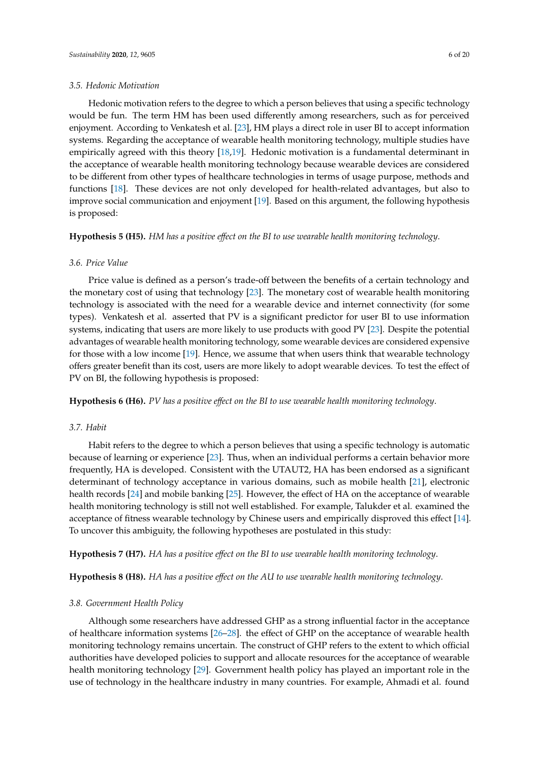### 3.5. Hedonic Motivation

Hedonic motivation refers to the degree to which a person believes that using a specific technology would be fun. The term HM has been used differently among researchers, such as for perceived enjoyment. According to Venkatesh et al. [23], HM plays a direct role in user BI to accept information systems. Regarding the acceptance of wearable health monitoring technology, multiple studies have empirically agreed with this theory [18,19]. Hedonic motivation is a fundamental determinant in the acceptance of wearable health monitoring technology because wearable devices are considered to be different from other types of healthcare technologies in terms of usage purpose, methods and functions [18]. These devices are not only developed for health-related advantages, but also to improve social communication and enjoyment [19]. Based on this argument, the following hypothesis is proposed:

**Hypothesis 5 (H5).** *HM has a positive effect on the BI to use wearable health monitoring technology.*

### 3.6. Price Value

Price value is defined as a person's trade-off between the benefits of a certain technology and the monetary cost of using that technology [23]. The monetary cost of wearable health monitoring technology is associated with the need for a wearable device and internet connectivity (for some types). Venkatesh et al. asserted that PV is a significant predictor for user BI to use information systems, indicating that users are more likely to use products with good PV [23]. Despite the potential advantages of wearable health monitoring technology, some wearable devices are considered expensive for those with a low income [19]. Hence, we assume that when users think that wearable technology offers greater benefit than its cost, users are more likely to adopt wearable devices. To test the effect of PV on BI, the following hypothesis is proposed:

**Hypothesis 6 (H6).** *PV has a positive effect on the BI to use wearable health monitoring technology.*

### 3.7. Habit

Habit refers to the degree to which a person believes that using a specific technology is automatic because of learning or experience [23]. Thus, when an individual performs a certain behavior more frequently, HA is developed. Consistent with the UTAUT2, HA has been endorsed as a significant determinant of technology acceptance in various domains, such as mobile health [21], electronic health records [24] and mobile banking [25]. However, the effect of HA on the acceptance of wearable health monitoring technology is still not well established. For example, Talukder et al. examined the acceptance of fitness wearable technology by Chinese users and empirically disproved this effect [14]. To uncover this ambiguity, the following hypotheses are postulated in this study:

**Hypothesis 7 (H7).** *HA has a positive effect on the BI to use wearable health monitoring technology.*

**Hypothesis 8 (H8).** *HA has a positive effect on the AU to use wearable health monitoring technology.*

### 3.8. Government Health Policy

Although some researchers have addressed GHP as a strong influential factor in the acceptance of healthcare information systems [26–28]. the effect of GHP on the acceptance of wearable health monitoring technology remains uncertain. The construct of GHP refers to the extent to which official authorities have developed policies to support and allocate resources for the acceptance of wearable health monitoring technology [29]. Government health policy has played an important role in the use of technology in the healthcare industry in many countries. For example, Ahmadi et al. found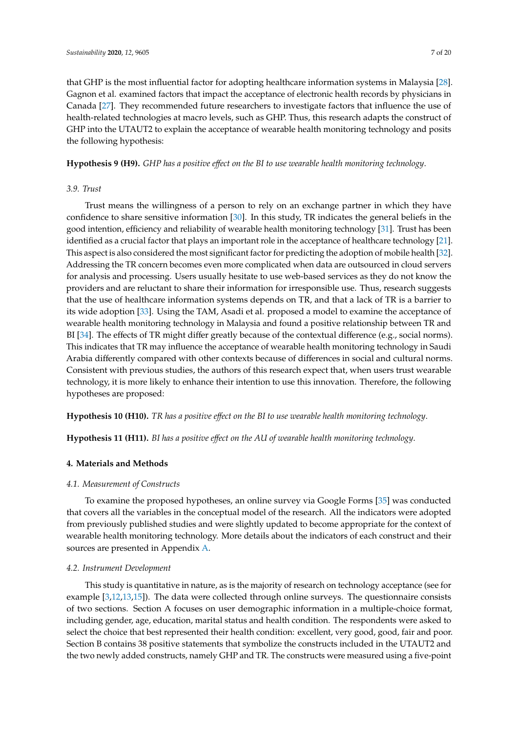that GHP is the most influential factor for adopting healthcare information systems in Malaysia [28]. Gagnon et al. examined factors that impact the acceptance of electronic health records by physicians in Canada [27]. They recommended future researchers to investigate factors that influence the use of health-related technologies at macro levels, such as GHP. Thus, this research adapts the construct of GHP into the UTAUT2 to explain the acceptance of wearable health monitoring technology and posits the following hypothesis:

**Hypothesis 9 (H9).** *GHP has a positive effect on the BI to use wearable health monitoring technology.*

### 3.9. Trust

Trust means the willingness of a person to rely on an exchange partner in which they have confidence to share sensitive information [30]. In this study, TR indicates the general beliefs in the good intention, efficiency and reliability of wearable health monitoring technology [31]. Trust has been identified as a crucial factor that plays an important role in the acceptance of healthcare technology [21]. This aspect is also considered the most significant factor for predicting the adoption of mobile health [32]. Addressing the TR concern becomes even more complicated when data are outsourced in cloud servers for analysis and processing. Users usually hesitate to use web-based services as they do not know the providers and are reluctant to share their information for irresponsible use. Thus, research suggests that the use of healthcare information systems depends on TR, and that a lack of TR is a barrier to its wide adoption [33]. Using the TAM, Asadi et al. proposed a model to examine the acceptance of wearable health monitoring technology in Malaysia and found a positive relationship between TR and BI [34]. The effects of TR might differ greatly because of the contextual difference (e.g., social norms). This indicates that TR may influence the acceptance of wearable health monitoring technology in Saudi Arabia differently compared with other contexts because of differences in social and cultural norms. Consistent with previous studies, the authors of this research expect that, when users trust wearable technology, it is more likely to enhance their intention to use this innovation. Therefore, the following hypotheses are proposed:

**Hypothesis 10 (H10).** *TR has a positive effect on the BI to use wearable health monitoring technology.*

**Hypothesis 11 (H11).** *BI has a positive effect on the AU of wearable health monitoring technology.*

## 4. Materials and Methods

### 4.1. Measurement of Constructs

To examine the proposed hypotheses, an online survey via Google Forms [35] was conducted that covers all the variables in the conceptual model of the research. All the indicators were adopted from previously published studies and were slightly updated to become appropriate for the context of wearable health monitoring technology. More details about the indicators of each construct and their sources are presented in Appendix A.

### 4.2. Instrument Development

This study is quantitative in nature, as is the majority of research on technology acceptance (see for example [3,12,13,15]). The data were collected through online surveys. The questionnaire consists of two sections. Section A focuses on user demographic information in a multiple-choice format, including gender, age, education, marital status and health condition. The respondents were asked to select the choice that best represented their health condition: excellent, very good, good, fair and poor. Section B contains 38 positive statements that symbolize the constructs included in the UTAUT2 and the two newly added constructs, namely GHP and TR. The constructs were measured using a five-point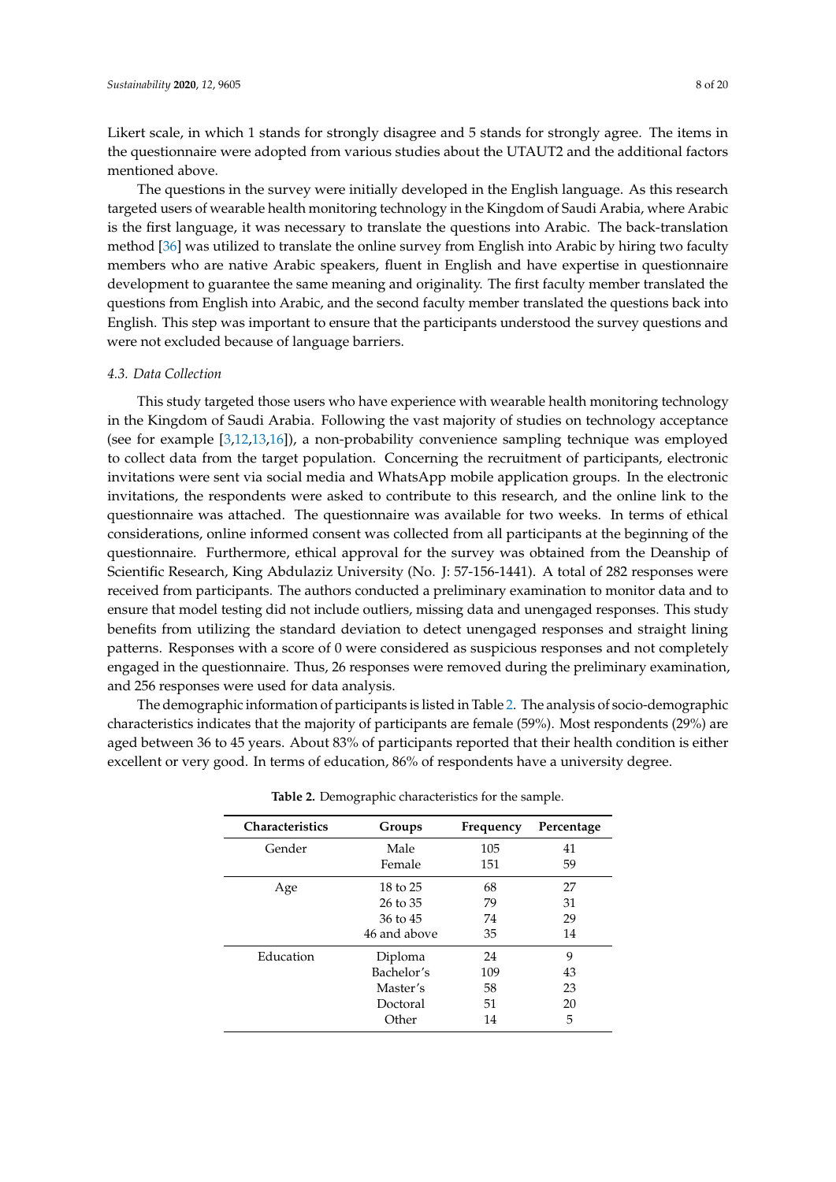Likert scale, in which 1 stands for strongly disagree and 5 stands for strongly agree. The items in the questionnaire were adopted from various studies about the UTAUT2 and the additional factors mentioned above.

The questions in the survey were initially developed in the English language. As this research targeted users of wearable health monitoring technology in the Kingdom of Saudi Arabia, where Arabic is the first language, it was necessary to translate the questions into Arabic. The back-translation method [36] was utilized to translate the online survey from English into Arabic by hiring two faculty members who are native Arabic speakers, fluent in English and have expertise in questionnaire development to guarantee the same meaning and originality. The first faculty member translated the questions from English into Arabic, and the second faculty member translated the questions back into English. This step was important to ensure that the participants understood the survey questions and were not excluded because of language barriers.

### *4.3. Data Collection*

This study targeted those users who have experience with wearable health monitoring technology in the Kingdom of Saudi Arabia. Following the vast majority of studies on technology acceptance (see for example [3,12,13,16]), a non-probability convenience sampling technique was employed to collect data from the target population. Concerning the recruitment of participants, electronic invitations were sent via social media and WhatsApp mobile application groups. In the electronic invitations, the respondents were asked to contribute to this research, and the online link to the questionnaire was attached. The questionnaire was available for two weeks. In terms of ethical considerations, online informed consent was collected from all participants at the beginning of the questionnaire. Furthermore, ethical approval for the survey was obtained from the Deanship of Scientific Research, King Abdulaziz University (No. J: 57-156-1441). A total of 282 responses were received from participants. The authors conducted a preliminary examination to monitor data and to ensure that model testing did not include outliers, missing data and unengaged responses. This study benefits from utilizing the standard deviation to detect unengaged responses and straight lining patterns. Responses with a score of 0 were considered as suspicious responses and not completely engaged in the questionnaire. Thus, 26 responses were removed during the preliminary examination, and 256 responses were used for data analysis.

The demographic information of participants is listed in Table 2. The analysis of socio-demographic characteristics indicates that the majority of participants are female (59%). Most respondents (29%) are aged between 36 to 45 years. About 83% of participants reported that their health condition is either excellent or very good. In terms of education, 86% of respondents have a university degree.

**Table 2.** Demographic characteristics for the sample.

| Characteristics | Groups | Frequency | Percentage |
|---|---|---|---|
| Gender | Male | 105 | 41 |
| | Female | 151 | 59 |
| Age | 18 to 25 | 68 | 27 |
| | 26 to 35 | 79 | 31 |
| | 36 to 45 | 74 | 29 |
| | 46 and above | 35 | 14 |
| Education | Diploma | 24 | 9 |
| | Bachelor's | 109 | 43 |
| | Master's | 58 | 23 |
| | Doctoral | 51 | 20 |
| | Other | 14 | 5 |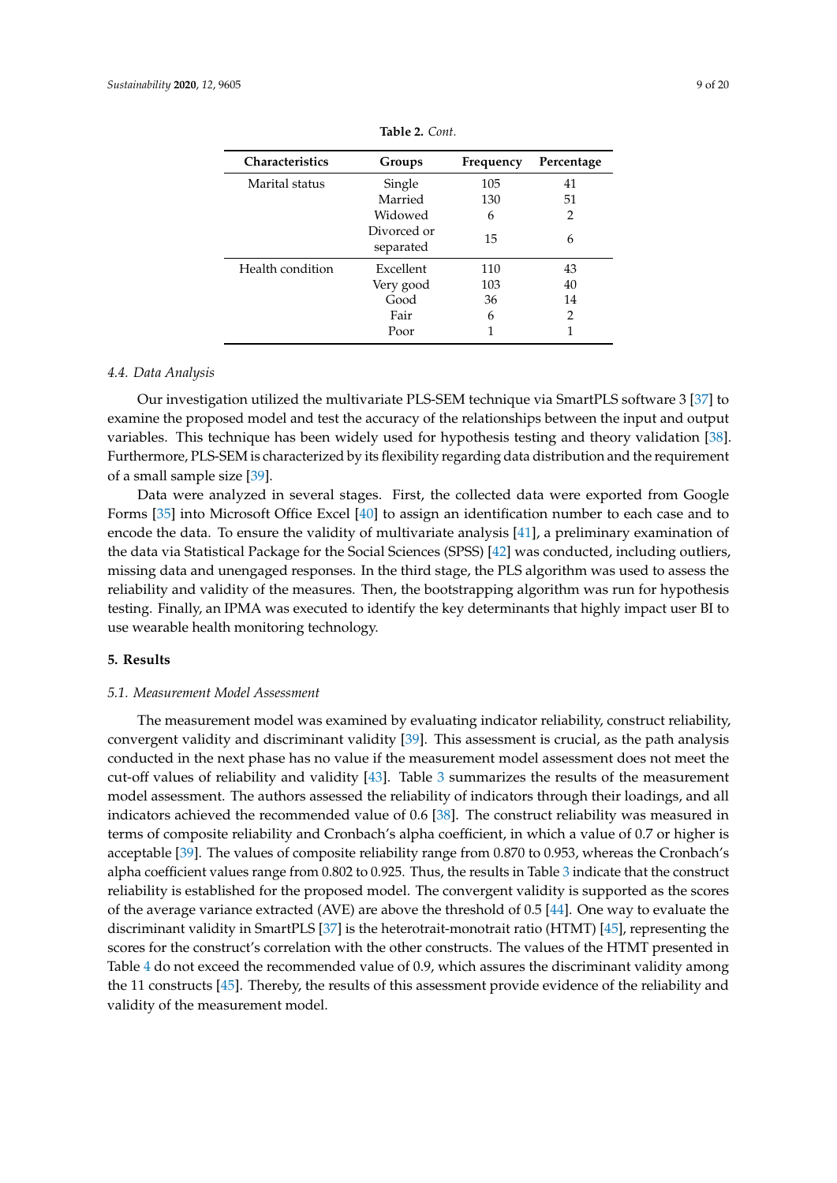**Table 2.** *Cont.*

| Characteristics | Groups | Frequency | Percentage |
|---|---|---|---|
| Marital status | Single | 105 | 41 |
| | Married | 130 | 51 |
| | Widowed | 6 | 2 |
| | Divorced or separated | 15 | 6 |
| Health condition | Excellent | 110 | 43 |
| | Very good | 103 | 40 |
| | Good | 36 | 14 |
| | Fair | 6 | 2 |
| | Poor | 1 | 1 |

### 4.4. Data Analysis

Our investigation utilized the multivariate PLS-SEM technique via SmartPLS software 3 [37] to examine the proposed model and test the accuracy of the relationships between the input and output variables. This technique has been widely used for hypothesis testing and theory validation [38]. Furthermore, PLS-SEM is characterized by its flexibility regarding data distribution and the requirement of a small sample size [39].

Data were analyzed in several stages. First, the collected data were exported from Google Forms [35] into Microsoft Office Excel [40] to assign an identification number to each case and to encode the data. To ensure the validity of multivariate analysis [41], a preliminary examination of the data via Statistical Package for the Social Sciences (SPSS) [42] was conducted, including outliers, missing data and unengaged responses. In the third stage, the PLS algorithm was used to assess the reliability and validity of the measures. Then, the bootstrapping algorithm was run for hypothesis testing. Finally, an IPMA was executed to identify the key determinants that highly impact user BI to use wearable health monitoring technology.

## 5. Results

### 5.1. Measurement Model Assessment

The measurement model was examined by evaluating indicator reliability, construct reliability, convergent validity and discriminant validity [39]. This assessment is crucial, as the path analysis conducted in the next phase has no value if the measurement model assessment does not meet the cut-off values of reliability and validity [43]. Table 3 summarizes the results of the measurement model assessment. The authors assessed the reliability of indicators through their loadings, and all indicators achieved the recommended value of 0.6 [38]. The construct reliability was measured in terms of composite reliability and Cronbach's alpha coefficient, in which a value of 0.7 or higher is acceptable [39]. The values of composite reliability range from 0.870 to 0.953, whereas the Cronbach's alpha coefficient values range from 0.802 to 0.925. Thus, the results in Table 3 indicate that the construct reliability is established for the proposed model. The convergent validity is supported as the scores of the average variance extracted (AVE) are above the threshold of 0.5 [44]. One way to evaluate the discriminant validity in SmartPLS [37] is the heterotrait-monotrait ratio (HTMT) [45], representing the scores for the construct's correlation with the other constructs. The values of the HTMT presented in Table 4 do not exceed the recommended value of 0.9, which assures the discriminant validity among the 11 constructs [45]. Thereby, the results of this assessment provide evidence of the reliability and validity of the measurement model.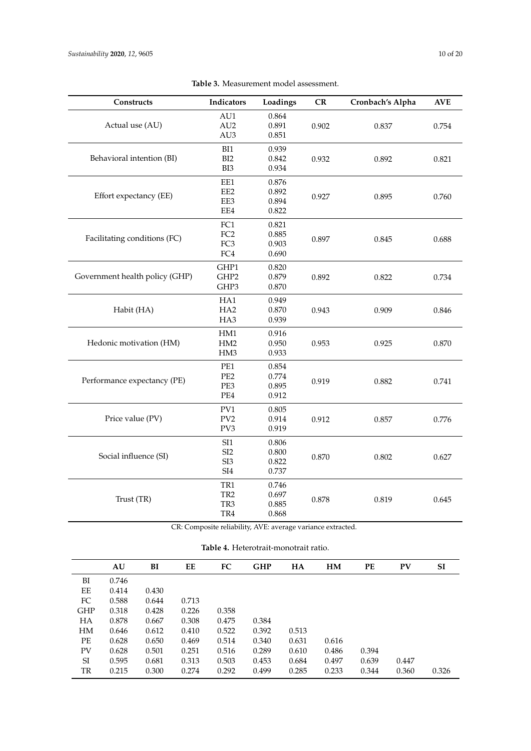**Table 3.** Measurement model assessment.

| Constructs | Indicators | Loadings | CR | Cronbach's Alpha | AVE |
|---|---|---|---|---|---|
| Actual use (AU) | AU1 | 0.864 | 0.902 | 0.837 | 0.754 |
| | AU2 | 0.891 | | | |
| | AU3 | 0.851 | | | |
| Behavioral intention (BI) | BI1 | 0.939 | 0.932 | 0.892 | 0.821 |
| | BI2 | 0.842 | | | |
| | BI3 | 0.934 | | | |
| Effort expectancy (EE) | EE1 | 0.876 | 0.927 | 0.895 | 0.760 |
| | EE2 | 0.892 | | | |
| | EE3 | 0.894 | | | |
| | EE4 | 0.822 | | | |
| Facilitating conditions (FC) | FC1 | 0.821 | 0.897 | 0.845 | 0.688 |
| | FC2 | 0.885 | | | |
| | FC3 | 0.903 | | | |
| | FC4 | 0.690 | | | |
| Government health policy (GHP) | GHP1 | 0.820 | 0.892 | 0.822 | 0.734 |
| | GHP2 | 0.879 | | | |
| | GHP3 | 0.870 | | | |
| Habit (HA) | HA1 | 0.949 | 0.943 | 0.909 | 0.846 |
| | HA2 | 0.870 | | | |
| | HA3 | 0.939 | | | |
| Hedonic motivation (HM) | HM1 | 0.916 | 0.953 | 0.925 | 0.870 |
| | HM2 | 0.950 | | | |
| | HM3 | 0.933 | | | |
| Performance expectancy (PE) | PE1 | 0.854 | 0.919 | 0.882 | 0.741 |
| | PE2 | 0.774 | | | |
| | PE3 | 0.895 | | | |
| | PE4 | 0.912 | | | |
| Price value (PV) | PV1 | 0.805 | 0.912 | 0.857 | 0.776 |
| | PV2 | 0.914 | | | |
| | PV3 | 0.919 | | | |
| Social influence (SI) | SI1 | 0.806 | 0.870 | 0.802 | 0.627 |
| | SI2 | 0.800 | | | |
| | SI3 | 0.822 | | | |
| | SI4 | 0.737 | | | |
| Trust (TR) | TR1 | 0.746 | 0.878 | 0.819 | 0.645 |
| | TR2 | 0.697 | | | |
| | TR3 | 0.885 | | | |
| | TR4 | 0.868 | | | |

CR: Composite reliability, AVE: average variance extracted.

**Table 4.** Heterotrait-monotrait ratio.

| | AU | BI | EE | FC | GHP | HA | HM | PE | PV | SI |
|---|---|---|---|---|---|---|---|---|---|---|
| BI | 0.746 | | | | | | | | | |
| EE | 0.414 | 0.430 | | | | | | | | |
| FC | 0.588 | 0.644 | 0.713 | | | | | | | |
| GHP | 0.318 | 0.428 | 0.226 | 0.358 | | | | | | |
| HA | 0.878 | 0.667 | 0.308 | 0.475 | 0.384 | | | | | |
| HM | 0.646 | 0.612 | 0.410 | 0.522 | 0.392 | 0.513 | | | | |
| PE | 0.628 | 0.650 | 0.469 | 0.514 | 0.340 | 0.631 | 0.616 | | | |
| PV | 0.628 | 0.501 | 0.251 | 0.516 | 0.289 | 0.610 | 0.486 | 0.394 | | |
| SI | 0.595 | 0.681 | 0.313 | 0.503 | 0.453 | 0.684 | 0.497 | 0.639 | 0.447 | |
| TR | 0.215 | 0.300 | 0.274 | 0.292 | 0.499 | 0.285 | 0.233 | 0.344 | 0.360 | 0.326 |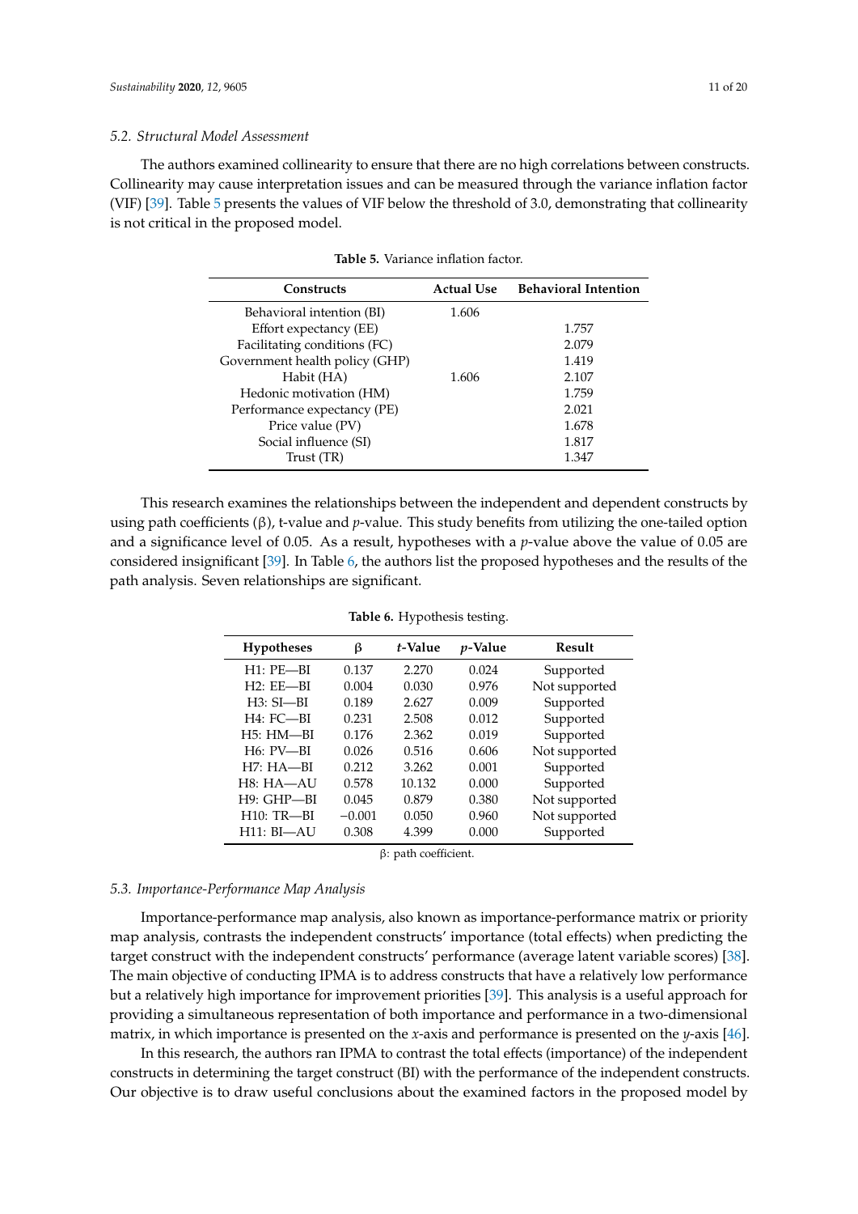### 5.2. Structural Model Assessment

The authors examined collinearity to ensure that there are no high correlations between constructs. Collinearity may cause interpretation issues and can be measured through the variance inflation factor (VIF) [39]. Table 5 presents the values of VIF below the threshold of 3.0, demonstrating that collinearity is not critical in the proposed model.

**Table 5.** Variance inflation factor.

| Constructs | Actual Use | Behavioral Intention |
|---|---|---|
| Behavioral intention (BI) | 1.606 | |
| Effort expectancy (EE) | | 1.757 |
| Facilitating conditions (FC) | | 2.079 |
| Government health policy (GHP) | | 1.419 |
| Habit (HA) | 1.606 | 2.107 |
| Hedonic motivation (HM) | | 1.759 |
| Performance expectancy (PE) | | 2.021 |
| Price value (PV) | | 1.678 |
| Social influence (SI) | | 1.817 |
| Trust (TR) | | 1.347 |

This research examines the relationships between the independent and dependent constructs by using path coefficients (β), t-value and *p*-value. This study benefits from utilizing the one-tailed option and a significance level of 0.05. As a result, hypotheses with a *p*-value above the value of 0.05 are considered insignificant [39]. In Table 6, the authors list the proposed hypotheses and the results of the path analysis. Seven relationships are significant.

**Table 6.** Hypothesis testing.

| Hypotheses | β | *t*-Value | *p*-Value | Result |
|---|---|---|---|---|
| H1: PE—BI | 0.137 | 2.270 | 0.024 | Supported |
| H2: EE—BI | 0.004 | 0.030 | 0.976 | Not supported |
| H3: SI—BI | 0.189 | 2.627 | 0.009 | Supported |
| H4: FC—BI | 0.231 | 2.508 | 0.012 | Supported |
| H5: HM—BI | 0.176 | 2.362 | 0.019 | Supported |
| H6: PV—BI | 0.026 | 0.516 | 0.606 | Not supported |
| H7: HA—BI | 0.212 | 3.262 | 0.001 | Supported |
| H8: HA—AU | 0.578 | 10.132 | 0.000 | Supported |
| H9: GHP—BI | 0.045 | 0.879 | 0.380 | Not supported |
| H10: TR—BI | −0.001 | 0.050 | 0.960 | Not supported |
| H11: BI—AU | 0.308 | 4.399 | 0.000 | Supported |

β: path coefficient.

### 5.3. Importance-Performance Map Analysis

Importance-performance map analysis, also known as importance-performance matrix or priority map analysis, contrasts the independent constructs' importance (total effects) when predicting the target construct with the independent constructs' performance (average latent variable scores) [38]. The main objective of conducting IPMA is to address constructs that have a relatively low performance but a relatively high importance for improvement priorities [39]. This analysis is a useful approach for providing a simultaneous representation of both importance and performance in a two-dimensional matrix, in which importance is presented on the *x*-axis and performance is presented on the *y*-axis [46].

In this research, the authors ran IPMA to contrast the total effects (importance) of the independent constructs in determining the target construct (BI) with the performance of the independent constructs. Our objective is to draw useful conclusions about the examined factors in the proposed model by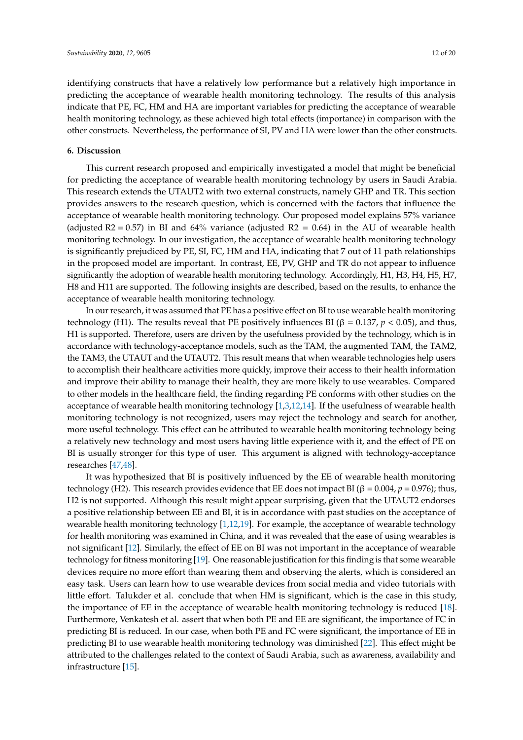identifying constructs that have a relatively low performance but a relatively high importance in predicting the acceptance of wearable health monitoring technology. The results of this analysis indicate that PE, FC, HM and HA are important variables for predicting the acceptance of wearable health monitoring technology, as these achieved high total effects (importance) in comparison with the other constructs. Nevertheless, the performance of SI, PV and HA were lower than the other constructs.

## 6. Discussion

This current research proposed and empirically investigated a model that might be beneficial for predicting the acceptance of wearable health monitoring technology by users in Saudi Arabia. This research extends the UTAUT2 with two external constructs, namely GHP and TR. This section provides answers to the research question, which is concerned with the factors that influence the acceptance of wearable health monitoring technology. Our proposed model explains 57% variance (adjusted $R2 = 0.57$) in BI and 64% variance (adjusted $R2 = 0.64$) in the AU of wearable health monitoring technology. In our investigation, the acceptance of wearable health monitoring technology is significantly prejudiced by PE, SI, FC, HM and HA, indicating that 7 out of 11 path relationships in the proposed model are important. In contrast, EE, PV, GHP and TR do not appear to influence significantly the adoption of wearable health monitoring technology. Accordingly, H1, H3, H4, H5, H7, H8 and H11 are supported. The following insights are described, based on the results, to enhance the acceptance of wearable health monitoring technology.

In our research, it was assumed that PE has a positive effect on BI to use wearable health monitoring technology (H1). The results reveal that PE positively influences BI ($\beta = 0.137$, $p < 0.05$), and thus, H1 is supported. Therefore, users are driven by the usefulness provided by the technology, which is in accordance with technology-acceptance models, such as the TAM, the augmented TAM, the TAM2, the TAM3, the UTAUT and the UTAUT2. This result means that when wearable technologies help users to accomplish their healthcare activities more quickly, improve their access to their health information and improve their ability to manage their health, they are more likely to use wearables. Compared to other models in the healthcare field, the finding regarding PE conforms with other studies on the acceptance of wearable health monitoring technology [1,3,12,14]. If the usefulness of wearable health monitoring technology is not recognized, users may reject the technology and search for another, more useful technology. This effect can be attributed to wearable health monitoring technology being a relatively new technology and most users having little experience with it, and the effect of PE on BI is usually stronger for this type of user. This argument is aligned with technology-acceptance researches [47,48].

It was hypothesized that BI is positively influenced by the EE of wearable health monitoring technology (H2). This research provides evidence that EE does not impact BI ($\beta = 0.004$, $p = 0.976$); thus, H2 is not supported. Although this result might appear surprising, given that the UTAUT2 endorses a positive relationship between EE and BI, it is in accordance with past studies on the acceptance of wearable health monitoring technology [1,12,19]. For example, the acceptance of wearable technology for health monitoring was examined in China, and it was revealed that the ease of using wearables is not significant [12]. Similarly, the effect of EE on BI was not important in the acceptance of wearable technology for fitness monitoring [19]. One reasonable justification for this finding is that some wearable devices require no more effort than wearing them and observing the alerts, which is considered an easy task. Users can learn how to use wearable devices from social media and video tutorials with little effort. Talukder et al. conclude that when HM is significant, which is the case in this study, the importance of EE in the acceptance of wearable health monitoring technology is reduced [18]. Furthermore, Venkatesh et al. assert that when both PE and EE are significant, the importance of FC in predicting BI is reduced. In our case, when both PE and FC were significant, the importance of EE in predicting BI to use wearable health monitoring technology was diminished [22]. This effect might be attributed to the challenges related to the context of Saudi Arabia, such as awareness, availability and infrastructure [15].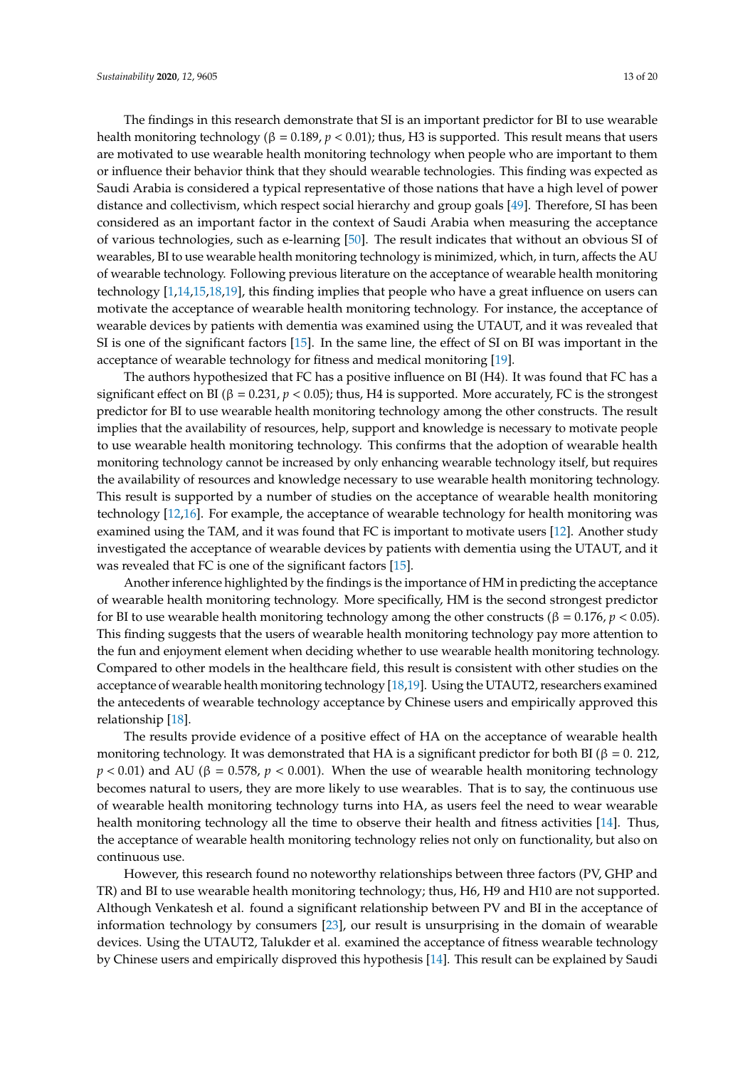The findings in this research demonstrate that SI is an important predictor for BI to use wearable health monitoring technology (β = 0.189, $p < 0.01$); thus, H3 is supported. This result means that users are motivated to use wearable health monitoring technology when people who are important to them or influence their behavior think that they should wearable technologies. This finding was expected as Saudi Arabia is considered a typical representative of those nations that have a high level of power distance and collectivism, which respect social hierarchy and group goals [49]. Therefore, SI has been considered as an important factor in the context of Saudi Arabia when measuring the acceptance of various technologies, such as e-learning [50]. The result indicates that without an obvious SI of wearables, BI to use wearable health monitoring technology is minimized, which, in turn, affects the AU of wearable technology. Following previous literature on the acceptance of wearable health monitoring technology [1,14,15,18,19], this finding implies that people who have a great influence on users can motivate the acceptance of wearable health monitoring technology. For instance, the acceptance of wearable devices by patients with dementia was examined using the UTAUT, and it was revealed that SI is one of the significant factors [15]. In the same line, the effect of SI on BI was important in the acceptance of wearable technology for fitness and medical monitoring [19].

The authors hypothesized that FC has a positive influence on BI (H4). It was found that FC has a significant effect on BI (β = 0.231, $p < 0.05$); thus, H4 is supported. More accurately, FC is the strongest predictor for BI to use wearable health monitoring technology among the other constructs. The result implies that the availability of resources, help, support and knowledge is necessary to motivate people to use wearable health monitoring technology. This confirms that the adoption of wearable health monitoring technology cannot be increased by only enhancing wearable technology itself, but requires the availability of resources and knowledge necessary to use wearable health monitoring technology. This result is supported by a number of studies on the acceptance of wearable health monitoring technology [12,16]. For example, the acceptance of wearable technology for health monitoring was examined using the TAM, and it was found that FC is important to motivate users [12]. Another study investigated the acceptance of wearable devices by patients with dementia using the UTAUT, and it was revealed that FC is one of the significant factors [15].

Another inference highlighted by the findings is the importance of HM in predicting the acceptance of wearable health monitoring technology. More specifically, HM is the second strongest predictor for BI to use wearable health monitoring technology among the other constructs (β = 0.176, $p < 0.05$). This finding suggests that the users of wearable health monitoring technology pay more attention to the fun and enjoyment element when deciding whether to use wearable health monitoring technology. Compared to other models in the healthcare field, this result is consistent with other studies on the acceptance of wearable health monitoring technology [18,19]. Using the UTAUT2, researchers examined the antecedents of wearable technology acceptance by Chinese users and empirically approved this relationship [18].

The results provide evidence of a positive effect of HA on the acceptance of wearable health monitoring technology. It was demonstrated that HA is a significant predictor for both BI (β = 0. 212, $p < 0.01$) and AU (β = 0.578, $p < 0.001$). When the use of wearable health monitoring technology becomes natural to users, they are more likely to use wearables. That is to say, the continuous use of wearable health monitoring technology turns into HA, as users feel the need to wear wearable health monitoring technology all the time to observe their health and fitness activities [14]. Thus, the acceptance of wearable health monitoring technology relies not only on functionality, but also on continuous use.

However, this research found no noteworthy relationships between three factors (PV, GHP and TR) and BI to use wearable health monitoring technology; thus, H6, H9 and H10 are not supported. Although Venkatesh et al. found a significant relationship between PV and BI in the acceptance of information technology by consumers [23], our result is unsurprising in the domain of wearable devices. Using the UTAUT2, Talukder et al. examined the acceptance of fitness wearable technology by Chinese users and empirically disproved this hypothesis [14]. This result can be explained by Saudi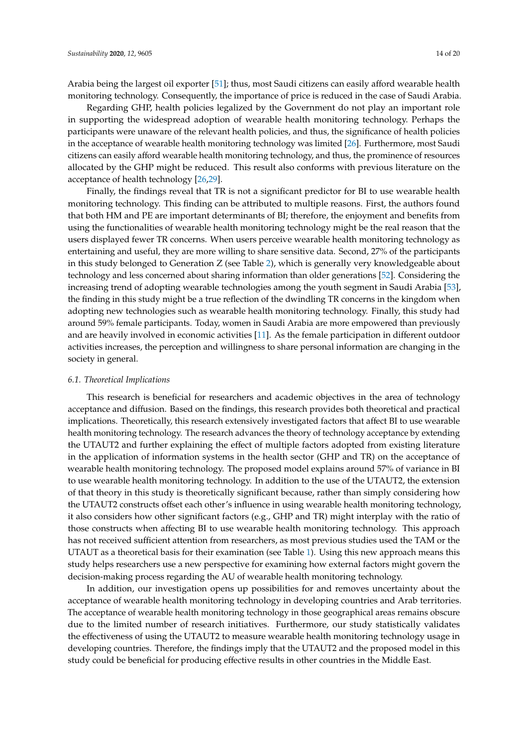Arabia being the largest oil exporter [51]; thus, most Saudi citizens can easily afford wearable health monitoring technology. Consequently, the importance of price is reduced in the case of Saudi Arabia.

Regarding GHP, health policies legalized by the Government do not play an important role in supporting the widespread adoption of wearable health monitoring technology. Perhaps the participants were unaware of the relevant health policies, and thus, the significance of health policies in the acceptance of wearable health monitoring technology was limited [26]. Furthermore, most Saudi citizens can easily afford wearable health monitoring technology, and thus, the prominence of resources allocated by the GHP might be reduced. This result also conforms with previous literature on the acceptance of health technology [26,29].

Finally, the findings reveal that TR is not a significant predictor for BI to use wearable health monitoring technology. This finding can be attributed to multiple reasons. First, the authors found that both HM and PE are important determinants of BI; therefore, the enjoyment and benefits from using the functionalities of wearable health monitoring technology might be the real reason that the users displayed fewer TR concerns. When users perceive wearable health monitoring technology as entertaining and useful, they are more willing to share sensitive data. Second, 27% of the participants in this study belonged to Generation Z (see Table 2), which is generally very knowledgeable about technology and less concerned about sharing information than older generations [52]. Considering the increasing trend of adopting wearable technologies among the youth segment in Saudi Arabia [53], the finding in this study might be a true reflection of the dwindling TR concerns in the kingdom when adopting new technologies such as wearable health monitoring technology. Finally, this study had around 59% female participants. Today, women in Saudi Arabia are more empowered than previously and are heavily involved in economic activities [11]. As the female participation in different outdoor activities increases, the perception and willingness to share personal information are changing in the society in general.

### *6.1. Theoretical Implications*

This research is beneficial for researchers and academic objectives in the area of technology acceptance and diffusion. Based on the findings, this research provides both theoretical and practical implications. Theoretically, this research extensively investigated factors that affect BI to use wearable health monitoring technology. The research advances the theory of technology acceptance by extending the UTAUT2 and further explaining the effect of multiple factors adopted from existing literature in the application of information systems in the health sector (GHP and TR) on the acceptance of wearable health monitoring technology. The proposed model explains around 57% of variance in BI to use wearable health monitoring technology. In addition to the use of the UTAUT2, the extension of that theory in this study is theoretically significant because, rather than simply considering how the UTAUT2 constructs offset each other's influence in using wearable health monitoring technology, it also considers how other significant factors (e.g., GHP and TR) might interplay with the ratio of those constructs when affecting BI to use wearable health monitoring technology. This approach has not received sufficient attention from researchers, as most previous studies used the TAM or the UTAUT as a theoretical basis for their examination (see Table 1). Using this new approach means this study helps researchers use a new perspective for examining how external factors might govern the decision-making process regarding the AU of wearable health monitoring technology.

In addition, our investigation opens up possibilities for and removes uncertainty about the acceptance of wearable health monitoring technology in developing countries and Arab territories. The acceptance of wearable health monitoring technology in those geographical areas remains obscure due to the limited number of research initiatives. Furthermore, our study statistically validates the effectiveness of using the UTAUT2 to measure wearable health monitoring technology usage in developing countries. Therefore, the findings imply that the UTAUT2 and the proposed model in this study could be beneficial for producing effective results in other countries in the Middle East.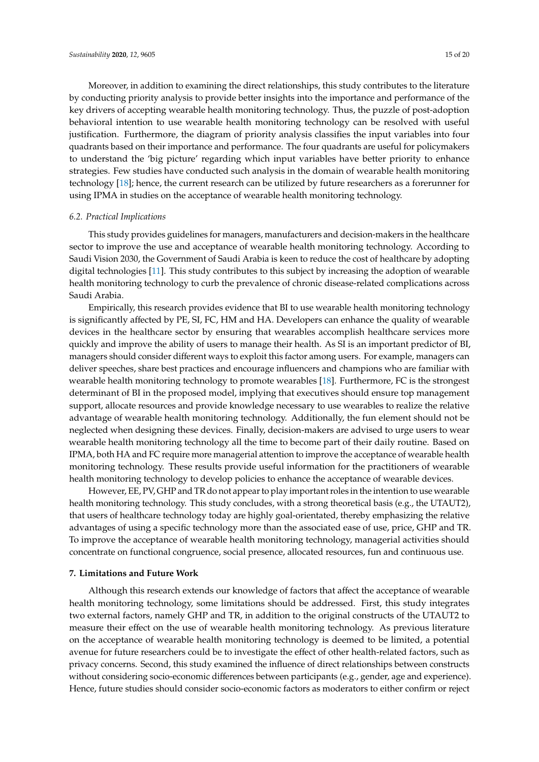Moreover, in addition to examining the direct relationships, this study contributes to the literature by conducting priority analysis to provide better insights into the importance and performance of the key drivers of accepting wearable health monitoring technology. Thus, the puzzle of post-adoption behavioral intention to use wearable health monitoring technology can be resolved with useful justification. Furthermore, the diagram of priority analysis classifies the input variables into four quadrants based on their importance and performance. The four quadrants are useful for policymakers to understand the 'big picture' regarding which input variables have better priority to enhance strategies. Few studies have conducted such analysis in the domain of wearable health monitoring technology [18]; hence, the current research can be utilized by future researchers as a forerunner for using IPMA in studies on the acceptance of wearable health monitoring technology.

### *6.2. Practical Implications*

This study provides guidelines for managers, manufacturers and decision-makers in the healthcare sector to improve the use and acceptance of wearable health monitoring technology. According to Saudi Vision 2030, the Government of Saudi Arabia is keen to reduce the cost of healthcare by adopting digital technologies [11]. This study contributes to this subject by increasing the adoption of wearable health monitoring technology to curb the prevalence of chronic disease-related complications across Saudi Arabia.

Empirically, this research provides evidence that BI to use wearable health monitoring technology is significantly affected by PE, SI, FC, HM and HA. Developers can enhance the quality of wearable devices in the healthcare sector by ensuring that wearables accomplish healthcare services more quickly and improve the ability of users to manage their health. As SI is an important predictor of BI, managers should consider different ways to exploit this factor among users. For example, managers can deliver speeches, share best practices and encourage influencers and champions who are familiar with wearable health monitoring technology to promote wearables [18]. Furthermore, FC is the strongest determinant of BI in the proposed model, implying that executives should ensure top management support, allocate resources and provide knowledge necessary to use wearables to realize the relative advantage of wearable health monitoring technology. Additionally, the fun element should not be neglected when designing these devices. Finally, decision-makers are advised to urge users to wear wearable health monitoring technology all the time to become part of their daily routine. Based on IPMA, both HA and FC require more managerial attention to improve the acceptance of wearable health monitoring technology. These results provide useful information for the practitioners of wearable health monitoring technology to develop policies to enhance the acceptance of wearable devices.

However, EE, PV, GHP and TR do not appear to play important roles in the intention to use wearable health monitoring technology. This study concludes, with a strong theoretical basis (e.g., the UTAUT2), that users of healthcare technology today are highly goal-orientated, thereby emphasizing the relative advantages of using a specific technology more than the associated ease of use, price, GHP and TR. To improve the acceptance of wearable health monitoring technology, managerial activities should concentrate on functional congruence, social presence, allocated resources, fun and continuous use.

## 7. Limitations and Future Work

Although this research extends our knowledge of factors that affect the acceptance of wearable health monitoring technology, some limitations should be addressed. First, this study integrates two external factors, namely GHP and TR, in addition to the original constructs of the UTAUT2 to measure their effect on the use of wearable health monitoring technology. As previous literature on the acceptance of wearable health monitoring technology is deemed to be limited, a potential avenue for future researchers could be to investigate the effect of other health-related factors, such as privacy concerns. Second, this study examined the influence of direct relationships between constructs without considering socio-economic differences between participants (e.g., gender, age and experience). Hence, future studies should consider socio-economic factors as moderators to either confirm or reject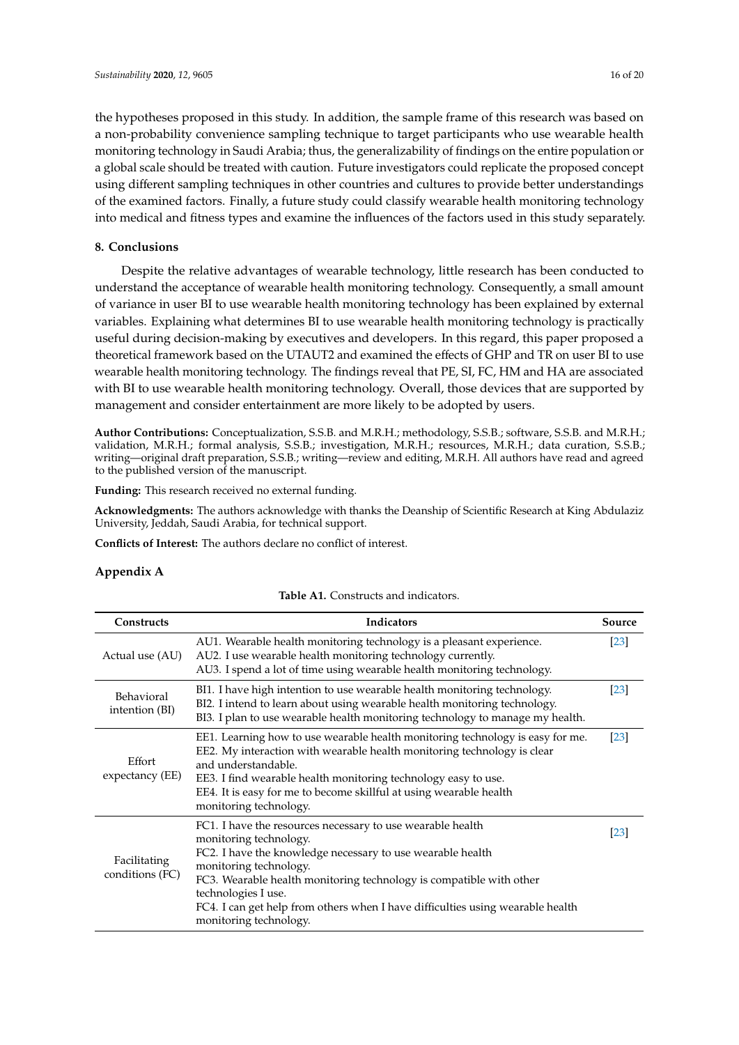the hypotheses proposed in this study. In addition, the sample frame of this research was based on a non-probability convenience sampling technique to target participants who use wearable health monitoring technology in Saudi Arabia; thus, the generalizability of findings on the entire population or a global scale should be treated with caution. Future investigators could replicate the proposed concept using different sampling techniques in other countries and cultures to provide better understandings of the examined factors. Finally, a future study could classify wearable health monitoring technology into medical and fitness types and examine the influences of the factors used in this study separately.

## 8. Conclusions

Despite the relative advantages of wearable technology, little research has been conducted to understand the acceptance of wearable health monitoring technology. Consequently, a small amount of variance in user BI to use wearable health monitoring technology has been explained by external variables. Explaining what determines BI to use wearable health monitoring technology is practically useful during decision-making by executives and developers. In this regard, this paper proposed a theoretical framework based on the UTAUT2 and examined the effects of GHP and TR on user BI to use wearable health monitoring technology. The findings reveal that PE, SI, FC, HM and HA are associated with BI to use wearable health monitoring technology. Overall, those devices that are supported by management and consider entertainment are more likely to be adopted by users.

**Author Contributions:** Conceptualization, S.S.B. and M.R.H.; methodology, S.S.B.; software, S.S.B. and M.R.H.; validation, M.R.H.; formal analysis, S.S.B.; investigation, M.R.H.; resources, M.R.H.; data curation, S.S.B.; writing—original draft preparation, S.S.B.; writing—review and editing, M.R.H. All authors have read and agreed to the published version of the manuscript.

**Funding:** This research received no external funding.

**Acknowledgments:** The authors acknowledge with thanks the Deanship of Scientific Research at King Abdulaziz University, Jeddah, Saudi Arabia, for technical support.

**Conflicts of Interest:** The authors declare no conflict of interest.

## Appendix A

**Table A1.** Constructs and indicators.

| Constructs | Indicators | Source |
|---|---|---|
| Actual use (AU) | AU1. Wearable health monitoring technology is a pleasant experience.<br>AU2. I use wearable health monitoring technology currently.<br>AU3. I spend a lot of time using wearable health monitoring technology. | [23] |
| Behavioral intention (BI) | BI1. I have high intention to use wearable health monitoring technology.<br>BI2. I intend to learn about using wearable health monitoring technology.<br>BI3. I plan to use wearable health monitoring technology to manage my health. | [23] |
| Effort expectancy (EE) | EE1. Learning how to use wearable health monitoring technology is easy for me.<br>EE2. My interaction with wearable health monitoring technology is clear and understandable.<br>EE3. I find wearable health monitoring technology easy to use.<br>EE4. It is easy for me to become skillful at using wearable health monitoring technology. | [23] |
| Facilitating conditions (FC) | FC1. I have the resources necessary to use wearable health monitoring technology.<br>FC2. I have the knowledge necessary to use wearable health monitoring technology.<br>FC3. Wearable health monitoring technology is compatible with other technologies I use.<br>FC4. I can get help from others when I have difficulties using wearable health monitoring technology. | [23] |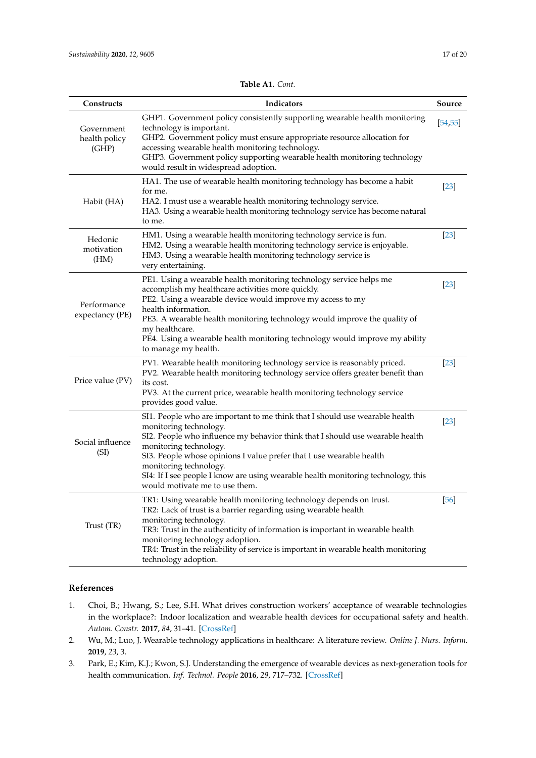**Table A1.** *Cont.*

| Constructs | Indicators | Source |
| --- | --- | --- |
| Government health policy (GHP) | GHP1. Government policy consistently supporting wearable health monitoring technology is important.<br>GHP2. Government policy must ensure appropriate resource allocation for accessing wearable health monitoring technology.<br>GHP3. Government policy supporting wearable health monitoring technology would result in widespread adoption. | [54,55] |
| Habit (HA) | HA1. The use of wearable health monitoring technology has become a habit for me.<br>HA2. I must use a wearable health monitoring technology service.<br>HA3. Using a wearable health monitoring technology service has become natural to me. | [23] |
| Hedonic motivation (HM) | HM1. Using a wearable health monitoring technology service is fun.<br>HM2. Using a wearable health monitoring technology service is enjoyable.<br>HM3. Using a wearable health monitoring technology service is very entertaining. | [23] |
| Performance expectancy (PE) | PE1. Using a wearable health monitoring technology service helps me accomplish my healthcare activities more quickly.<br>PE2. Using a wearable device would improve my access to my health information.<br>PE3. A wearable health monitoring technology would improve the quality of my healthcare.<br>PE4. Using a wearable health monitoring technology would improve my ability to manage my health. | [23] |
| Price value (PV) | PV1. Wearable health monitoring technology service is reasonably priced.<br>PV2. Wearable health monitoring technology service offers greater benefit than its cost.<br>PV3. At the current price, wearable health monitoring technology service provides good value. | [23] |
| Social influence (SI) | SI1. People who are important to me think that I should use wearable health monitoring technology.<br>SI2. People who influence my behavior think that I should use wearable health monitoring technology.<br>SI3. People whose opinions I value prefer that I use wearable health monitoring technology.<br>SI4: If I see people I know are using wearable health monitoring technology, this would motivate me to use them. | [23] |
| Trust (TR) | TR1: Using wearable health monitoring technology depends on trust.<br>TR2: Lack of trust is a barrier regarding using wearable health monitoring technology.<br>TR3: Trust in the authenticity of information is important in wearable health monitoring technology adoption.<br>TR4: Trust in the reliability of service is important in wearable health monitoring technology adoption. | [56] |

## References

1. Choi, B.; Hwang, S.; Lee, S.H. What drives construction workers' acceptance of wearable technologies in the workplace?: Indoor localization and wearable health devices for occupational safety and health. *Autom. Constr.* **2017**, *84*, 31–41. [CrossRef]
2. Wu, M.; Luo, J. Wearable technology applications in healthcare: A literature review. *Online J. Nurs. Inform.* **2019**, *23*, 3.
3. Park, E.; Kim, K.J.; Kwon, S.J. Understanding the emergence of wearable devices as next-generation tools for health communication. *Inf. Technol. People* **2016**, *29*, 717–732. [CrossRef]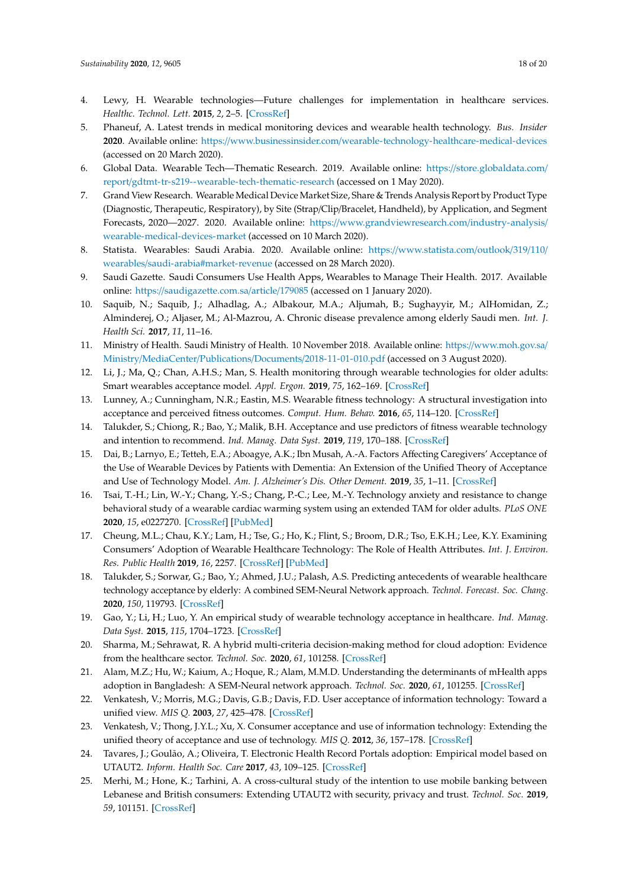4. Lewy, H. Wearable technologies—Future challenges for implementation in healthcare services. *Healthc. Technol. Lett.* **2015**, *2*, 2–5. [CrossRef]
5. Phaneuf, A. Latest trends in medical monitoring devices and wearable health technology. *Bus. Insider* **2020**. Available online: https://www.businessinsider.com/wearable-technology-healthcare-medical-devices (accessed on 20 March 2020).
6. Global Data. Wearable Tech—Thematic Research. 2019. Available online: https://store.globaldata.com/report/gdtmt-tr-s219--wearable-tech-thematic-research (accessed on 1 May 2020).
7. Grand View Research. Wearable Medical Device Market Size, Share & Trends Analysis Report by Product Type (Diagnostic, Therapeutic, Respiratory), by Site (Strap/Clip/Bracelet, Handheld), by Application, and Segment Forecasts, 2020—2027. 2020. Available online: https://www.grandviewresearch.com/industry-analysis/wearable-medical-devices-market (accessed on 10 March 2020).
8. Statista. Wearables: Saudi Arabia. 2020. Available online: https://www.statista.com/outlook/319/110/wearables/saudi-arabia#market-revenue (accessed on 28 March 2020).
9. Saudi Gazette. Saudi Consumers Use Health Apps, Wearables to Manage Their Health. 2017. Available online: https://saudigazette.com.sa/article/179085 (accessed on 1 January 2020).
10. Saquib, N.; Saquib, J.; Alhadlag, A.; Albakour, M.A.; Aljumah, B.; Sughayyir, M.; AlHomidan, Z.; Alminderej, O.; Aljaser, M.; Al-Mazrou, A. Chronic disease prevalence among elderly Saudi men. *Int. J. Health Sci.* **2017**, *11*, 11–16.
11. Ministry of Health. Saudi Ministry of Health. 10 November 2018. Available online: https://www.moh.gov.sa/Ministry/MediaCenter/Publications/Documents/2018-11-01-010.pdf (accessed on 3 August 2020).
12. Li, J.; Ma, Q.; Chan, A.H.S.; Man, S. Health monitoring through wearable technologies for older adults: Smart wearables acceptance model. *Appl. Ergon.* **2019**, *75*, 162–169. [CrossRef]
13. Lunney, A.; Cunningham, N.R.; Eastin, M.S. Wearable fitness technology: A structural investigation into acceptance and perceived fitness outcomes. *Comput. Hum. Behav.* **2016**, *65*, 114–120. [CrossRef]
14. Talukder, S.; Chiong, R.; Bao, Y.; Malik, B.H. Acceptance and use predictors of fitness wearable technology and intention to recommend. *Ind. Manag. Data Syst.* **2019**, *119*, 170–188. [CrossRef]
15. Dai, B.; Larnyo, E.; Tetteh, E.A.; Aboagye, A.K.; Ibn Musah, A.-A. Factors Affecting Caregivers' Acceptance of the Use of Wearable Devices by Patients with Dementia: An Extension of the Unified Theory of Acceptance and Use of Technology Model. *Am. J. Alzheimer's Dis. Other Dement.* **2019**, *35*, 1–11. [CrossRef]
16. Tsai, T.-H.; Lin, W.-Y.; Chang, Y.-S.; Chang, P.-C.; Lee, M.-Y. Technology anxiety and resistance to change behavioral study of a wearable cardiac warming system using an extended TAM for older adults. *PLoS ONE* **2020**, *15*, e0227270. [CrossRef] [PubMed]
17. Cheung, M.L.; Chau, K.Y.; Lam, H.; Tse, G.; Ho, K.; Flint, S.; Broom, D.R.; Tso, E.K.H.; Lee, K.Y. Examining Consumers' Adoption of Wearable Healthcare Technology: The Role of Health Attributes. *Int. J. Environ. Res. Public Health* **2019**, *16*, 2257. [CrossRef] [PubMed]
18. Talukder, S.; Sorwar, G.; Bao, Y.; Ahmed, J.U.; Palash, A.S. Predicting antecedents of wearable healthcare technology acceptance by elderly: A combined SEM-Neural Network approach. *Technol. Forecast. Soc. Chang.* **2020**, *150*, 119793. [CrossRef]
19. Gao, Y.; Li, H.; Luo, Y. An empirical study of wearable technology acceptance in healthcare. *Ind. Manag. Data Syst.* **2015**, *115*, 1704–1723. [CrossRef]
20. Sharma, M.; Sehrawat, R. A hybrid multi-criteria decision-making method for cloud adoption: Evidence from the healthcare sector. *Technol. Soc.* **2020**, *61*, 101258. [CrossRef]
21. Alam, M.Z.; Hu, W.; Kaium, A.; Hoque, R.; Alam, M.M.D. Understanding the determinants of mHealth apps adoption in Bangladesh: A SEM-Neural network approach. *Technol. Soc.* **2020**, *61*, 101255. [CrossRef]
22. Venkatesh, V.; Morris, M.G.; Davis, G.B.; Davis, F.D. User acceptance of information technology: Toward a unified view. *MIS Q.* **2003**, *27*, 425–478. [CrossRef]
23. Venkatesh, V.; Thong, J.Y.L.; Xu, X. Consumer acceptance and use of information technology: Extending the unified theory of acceptance and use of technology. *MIS Q.* **2012**, *36*, 157–178. [CrossRef]
24. Tavares, J.; Goulão, A.; Oliveira, T. Electronic Health Record Portals adoption: Empirical model based on UTAUT2. *Inform. Health Soc. Care* **2017**, *43*, 109–125. [CrossRef]
25. Merhi, M.; Hone, K.; Tarhini, A. A cross-cultural study of the intention to use mobile banking between Lebanese and British consumers: Extending UTAUT2 with security, privacy and trust. *Technol. Soc.* **2019**, *59*, 101151. [CrossRef]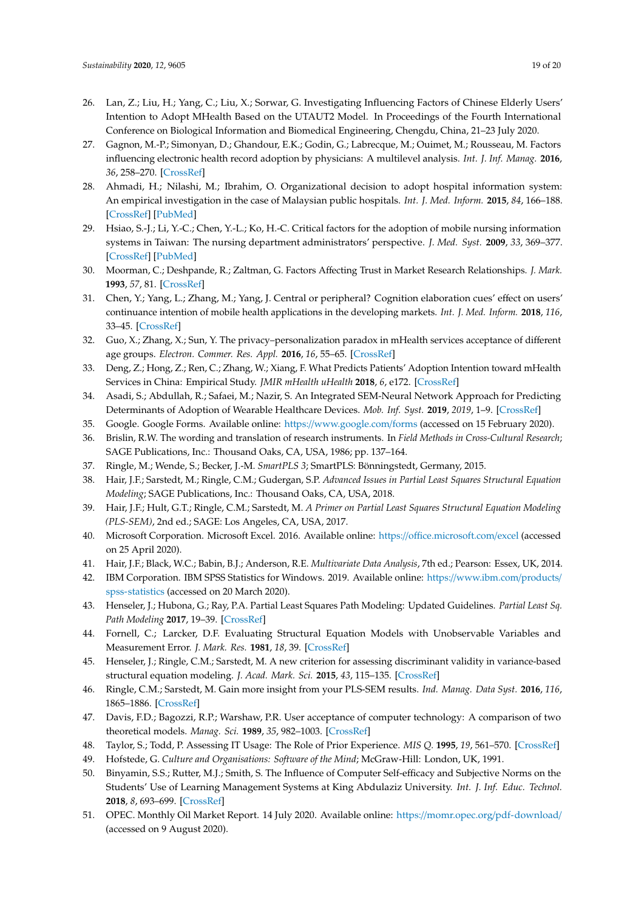26. Lan, Z.; Liu, H.; Yang, C.; Liu, X.; Sorwar, G. Investigating Influencing Factors of Chinese Elderly Users' Intention to Adopt MHealth Based on the UTAUT2 Model. In Proceedings of the Fourth International Conference on Biological Information and Biomedical Engineering, Chengdu, China, 21–23 July 2020.
27. Gagnon, M.-P.; Simonyan, D.; Ghandour, E.K.; Godin, G.; Labrecque, M.; Ouimet, M.; Rousseau, M. Factors influencing electronic health record adoption by physicians: A multilevel analysis. *Int. J. Inf. Manag.* **2016**, *36*, 258–270. [CrossRef]
28. Ahmadi, H.; Nilashi, M.; Ibrahim, O. Organizational decision to adopt hospital information system: An empirical investigation in the case of Malaysian public hospitals. *Int. J. Med. Inform.* **2015**, *84*, 166–188. [CrossRef] [PubMed]
29. Hsiao, S.-J.; Li, Y.-C.; Chen, Y.-L.; Ko, H.-C. Critical factors for the adoption of mobile nursing information systems in Taiwan: The nursing department administrators' perspective. *J. Med. Syst.* **2009**, *33*, 369–377. [CrossRef] [PubMed]
30. Moorman, C.; Deshpande, R.; Zaltman, G. Factors Affecting Trust in Market Research Relationships. *J. Mark.* **1993**, *57*, 81. [CrossRef]
31. Chen, Y.; Yang, L.; Zhang, M.; Yang, J. Central or peripheral? Cognition elaboration cues' effect on users' continuance intention of mobile health applications in the developing markets. *Int. J. Med. Inform.* **2018**, *116*, 33–45. [CrossRef]
32. Guo, X.; Zhang, X.; Sun, Y. The privacy–personalization paradox in mHealth services acceptance of different age groups. *Electron. Commer. Res. Appl.* **2016**, *16*, 55–65. [CrossRef]
33. Deng, Z.; Hong, Z.; Ren, C.; Zhang, W.; Xiang, F. What Predicts Patients' Adoption Intention toward mHealth Services in China: Empirical Study. *JMIR mHealth uHealth* **2018**, *6*, e172. [CrossRef]
34. Asadi, S.; Abdullah, R.; Safaei, M.; Nazir, S. An Integrated SEM-Neural Network Approach for Predicting Determinants of Adoption of Wearable Healthcare Devices. *Mob. Inf. Syst.* **2019**, *2019*, 1–9. [CrossRef]
35. Google. Google Forms. Available online: https://www.google.com/forms (accessed on 15 February 2020).
36. Brislin, R.W. The wording and translation of research instruments. In *Field Methods in Cross-Cultural Research*; SAGE Publications, Inc.: Thousand Oaks, CA, USA, 1986; pp. 137–164.
37. Ringle, M.; Wende, S.; Becker, J.-M. *SmartPLS 3*; SmartPLS: Bönningstedt, Germany, 2015.
38. Hair, J.F.; Sarstedt, M.; Ringle, C.M.; Gudergan, S.P. *Advanced Issues in Partial Least Squares Structural Equation Modeling*; SAGE Publications, Inc.: Thousand Oaks, CA, USA, 2018.
39. Hair, J.F.; Hult, G.T.; Ringle, C.M.; Sarstedt, M. *A Primer on Partial Least Squares Structural Equation Modeling (PLS-SEM)*, 2nd ed.; SAGE: Los Angeles, CA, USA, 2017.
40. Microsoft Corporation. Microsoft Excel. 2016. Available online: https://office.microsoft.com/excel (accessed on 25 April 2020).
41. Hair, J.F.; Black, W.C.; Babin, B.J.; Anderson, R.E. *Multivariate Data Analysis*, 7th ed.; Pearson: Essex, UK, 2014.
42. IBM Corporation. IBM SPSS Statistics for Windows. 2019. Available online: https://www.ibm.com/products/spss-statistics (accessed on 20 March 2020).
43. Henseler, J.; Hubona, G.; Ray, P.A. Partial Least Squares Path Modeling: Updated Guidelines. *Partial Least Sq. Path Modeling* **2017**, 19–39. [CrossRef]
44. Fornell, C.; Larcker, D.F. Evaluating Structural Equation Models with Unobservable Variables and Measurement Error. *J. Mark. Res.* **1981**, *18*, 39. [CrossRef]
45. Henseler, J.; Ringle, C.M.; Sarstedt, M. A new criterion for assessing discriminant validity in variance-based structural equation modeling. *J. Acad. Mark. Sci.* **2015**, *43*, 115–135. [CrossRef]
46. Ringle, C.M.; Sarstedt, M. Gain more insight from your PLS-SEM results. *Ind. Manag. Data Syst.* **2016**, *116*, 1865–1886. [CrossRef]
47. Davis, F.D.; Bagozzi, R.P.; Warshaw, P.R. User acceptance of computer technology: A comparison of two theoretical models. *Manag. Sci.* **1989**, *35*, 982–1003. [CrossRef]
48. Taylor, S.; Todd, P. Assessing IT Usage: The Role of Prior Experience. *MIS Q.* **1995**, *19*, 561–570. [CrossRef]
49. Hofstede, G. *Culture and Organisations: Software of the Mind*; McGraw-Hill: London, UK, 1991.
50. Binyamin, S.S.; Rutter, M.J.; Smith, S. The Influence of Computer Self-efficacy and Subjective Norms on the Students' Use of Learning Management Systems at King Abdulaziz University. *Int. J. Inf. Educ. Technol.* **2018**, *8*, 693–699. [CrossRef]
51. OPEC. Monthly Oil Market Report. 14 July 2020. Available online: https://momr.opec.org/pdf-download/ (accessed on 9 August 2020).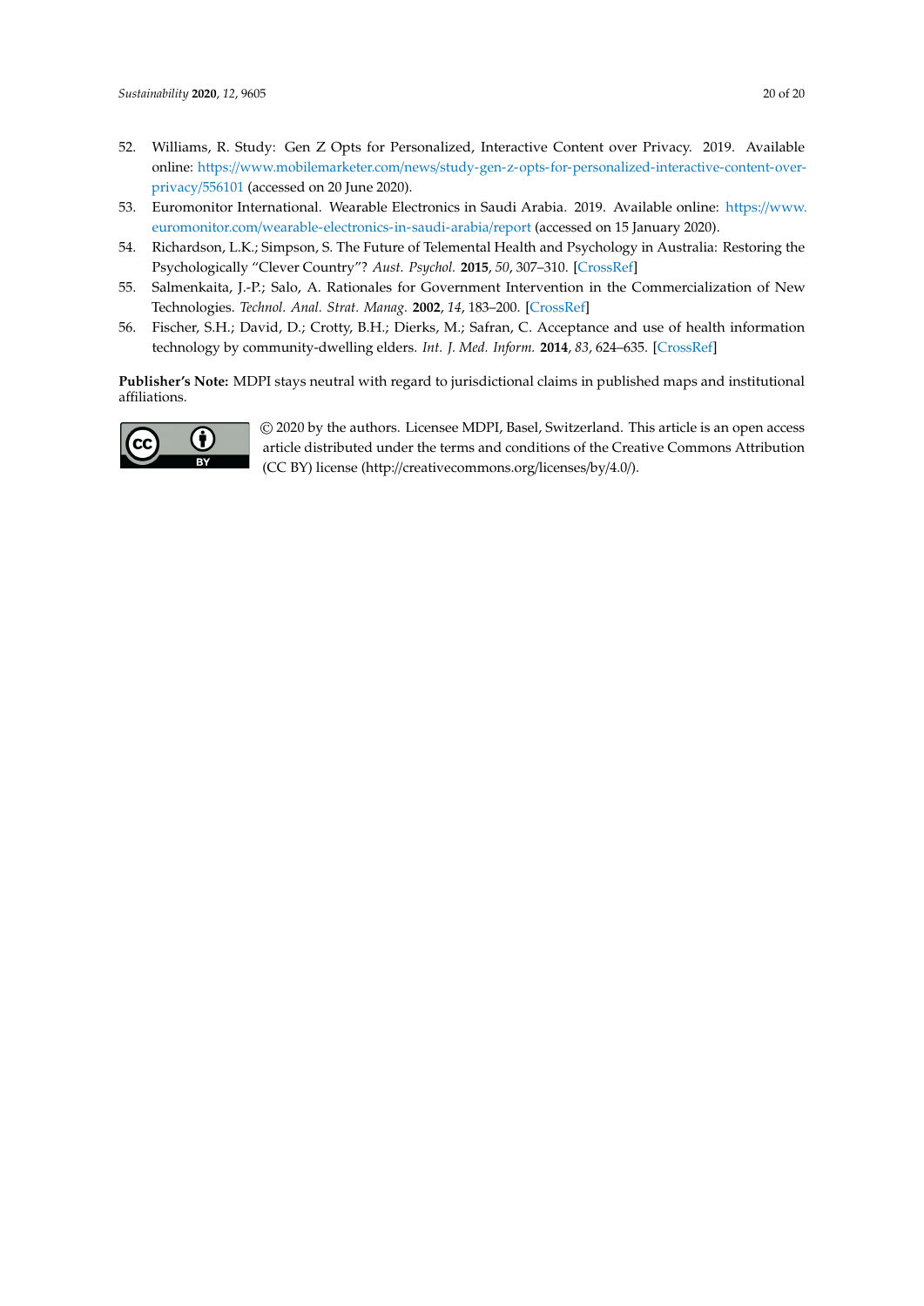52. Williams, R. Study: Gen Z Opts for Personalized, Interactive Content over Privacy. 2019. Available online: https://www.mobilemarketer.com/news/study-gen-z-opts-for-personalized-interactive-content-over-privacy/556101 (accessed on 20 June 2020).
53. Euromonitor International. Wearable Electronics in Saudi Arabia. 2019. Available online: https://www.euromonitor.com/wearable-electronics-in-saudi-arabia/report (accessed on 15 January 2020).
54. Richardson, L.K.; Simpson, S. The Future of Telemental Health and Psychology in Australia: Restoring the Psychologically "Clever Country"? *Aust. Psychol.* **2015**, *50*, 307–310. [CrossRef]
55. Salmenkaita, J.-P.; Salo, A. Rationales for Government Intervention in the Commercialization of New Technologies. *Technol. Anal. Strat. Manag.* **2002**, *14*, 183–200. [CrossRef]
56. Fischer, S.H.; David, D.; Crotty, B.H.; Dierks, M.; Safran, C. Acceptance and use of health information technology by community-dwelling elders. *Int. J. Med. Inform.* **2014**, *83*, 624–635. [CrossRef]

**Publisher's Note:** MDPI stays neutral with regard to jurisdictional claims in published maps and institutional affiliations.

© 2020 by the authors. Licensee MDPI, Basel, Switzerland. This article is an open access article distributed under the terms and conditions of the Creative Commons Attribution (CC BY) license (http://creativecommons.org/licenses/by/4.0/).